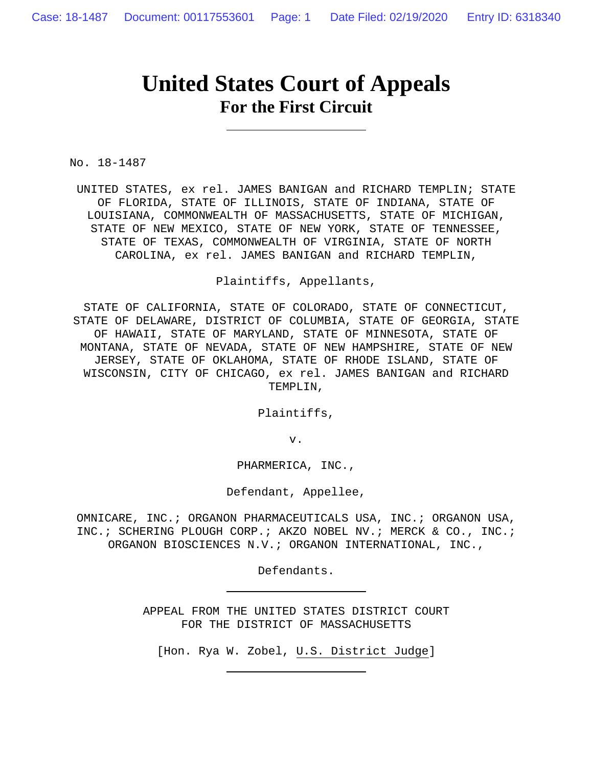# United States Court of Appeals
## For the First Circuit

---

No. 18-1487

UNITED STATES, ex rel. JAMES BANIGAN and RICHARD TEMPLIN; STATE OF FLORIDA, STATE OF ILLINOIS, STATE OF INDIANA, STATE OF LOUISIANA, COMMONWEALTH OF MASSACHUSETTS, STATE OF MICHIGAN, STATE OF NEW MEXICO, STATE OF NEW YORK, STATE OF TENNESSEE, STATE OF TEXAS, COMMONWEALTH OF VIRGINIA, STATE OF NORTH CAROLINA, ex rel. JAMES BANIGAN and RICHARD TEMPLIN,

Plaintiffs, Appellants,

STATE OF CALIFORNIA, STATE OF COLORADO, STATE OF CONNECTICUT, STATE OF DELAWARE, DISTRICT OF COLUMBIA, STATE OF GEORGIA, STATE OF HAWAII, STATE OF MARYLAND, STATE OF MINNESOTA, STATE OF MONTANA, STATE OF NEVADA, STATE OF NEW HAMPSHIRE, STATE OF NEW JERSEY, STATE OF OKLAHOMA, STATE OF RHODE ISLAND, STATE OF WISCONSIN, CITY OF CHICAGO, ex rel. JAMES BANIGAN and RICHARD TEMPLIN,

Plaintiffs,

v.

PHARMERICA, INC.,

Defendant, Appellee,

OMNICARE, INC.; ORGANON PHARMACEUTICALS USA, INC.; ORGANON USA, INC.; SCHERING PLOUGH CORP.; AKZO NOBEL NV.; MERCK & CO., INC.; ORGANON BIOSCIENCES N.V.; ORGANON INTERNATIONAL, INC.,

Defendants.

---

APPEAL FROM THE UNITED STATES DISTRICT COURT
FOR THE DISTRICT OF MASSACHUSETTS

[Hon. Rya W. Zobel, U.S. District Judge]

---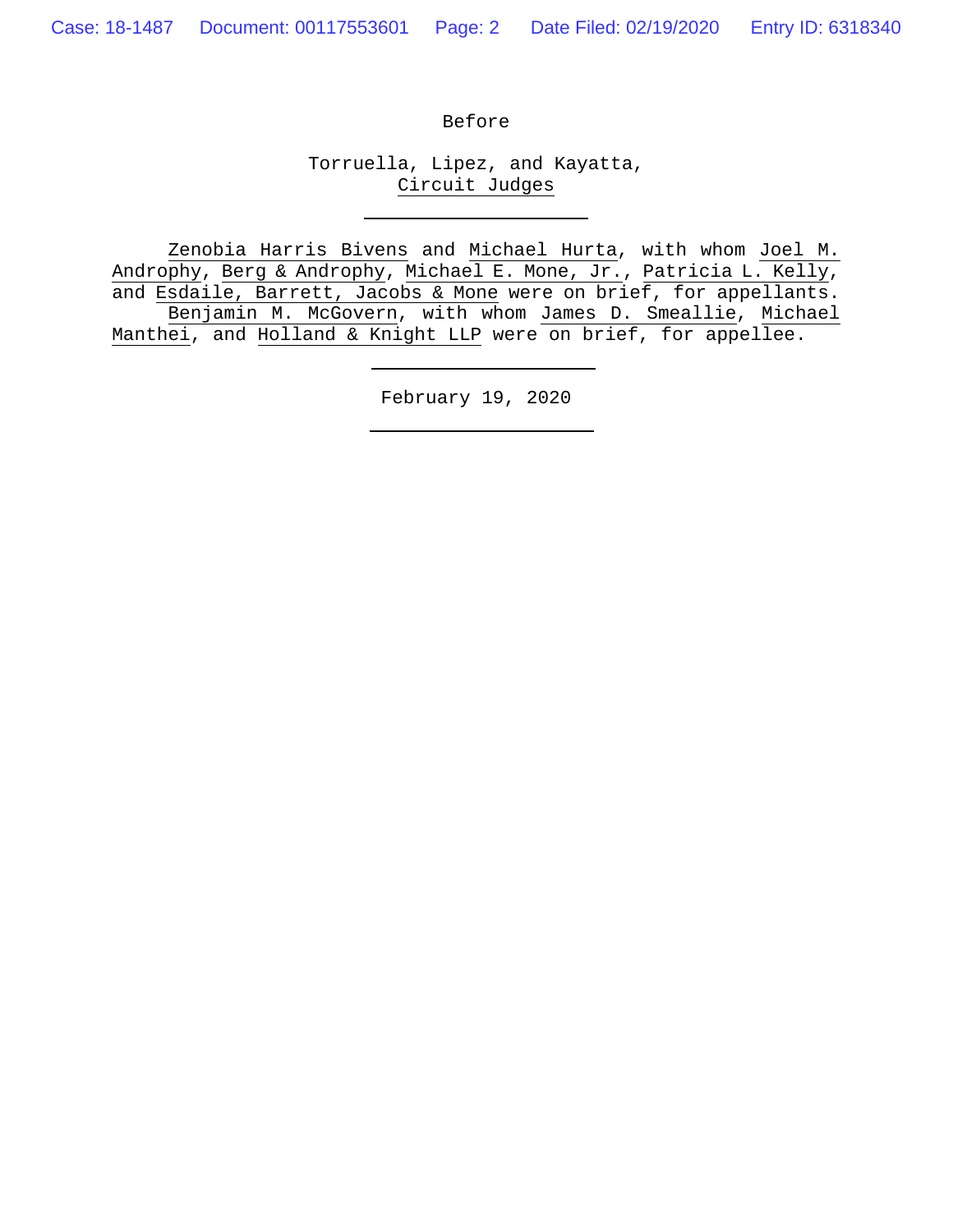Before

Torruella, Lipez, and Kayatta,
Circuit Judges

---

Zenobia Harris Bivens and Michael Hurta, with whom Joel M. Androphy, Berg & Androphy, Michael E. Mone, Jr., Patricia L. Kelly, and Esdaile, Barrett, Jacobs & Mone were on brief, for appellants.

Benjamin M. McGovern, with whom James D. Smeallie, Michael Manthei, and Holland & Knight LLP were on brief, for appellee.

---

February 19, 2020

---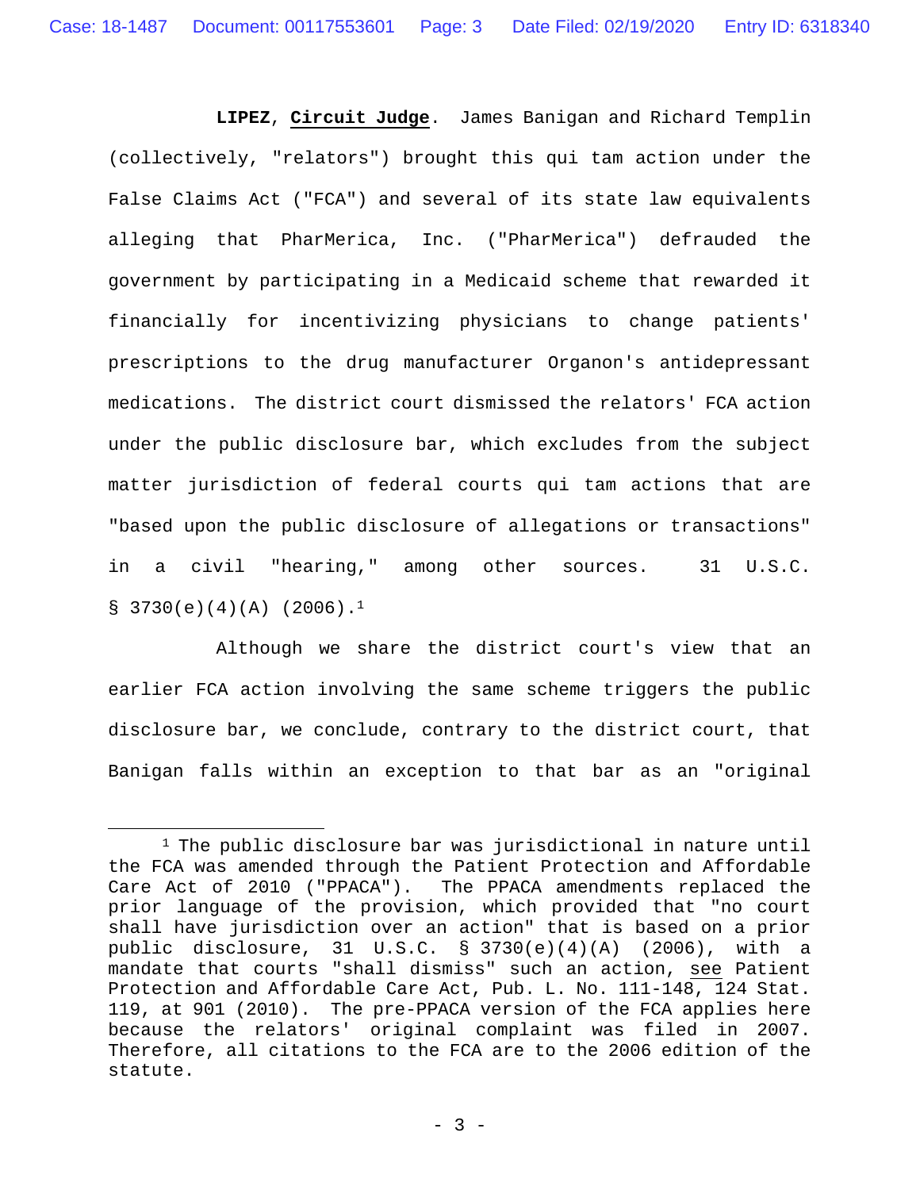**LIPEZ**, **Circuit Judge**. James Banigan and Richard Templin (collectively, "relators") brought this qui tam action under the False Claims Act ("FCA") and several of its state law equivalents alleging that PharMerica, Inc. ("PharMerica") defrauded the government by participating in a Medicaid scheme that rewarded it financially for incentivizing physicians to change patients' prescriptions to the drug manufacturer Organon's antidepressant medications. The district court dismissed the relators' FCA action under the public disclosure bar, which excludes from the subject matter jurisdiction of federal courts qui tam actions that are "based upon the public disclosure of allegations or transactions" in a civil "hearing," among other sources. 31 U.S.C. § 3730(e)(4)(A) (2006).[1]

Although we share the district court's view that an earlier FCA action involving the same scheme triggers the public disclosure bar, we conclude, contrary to the district court, that Banigan falls within an exception to that bar as an "original

---

[1] The public disclosure bar was jurisdictional in nature until the FCA was amended through the Patient Protection and Affordable Care Act of 2010 ("PPACA"). The PPACA amendments replaced the prior language of the provision, which provided that "no court shall have jurisdiction over an action" that is based on a prior public disclosure, 31 U.S.C. § 3730(e)(4)(A) (2006), with a mandate that courts "shall dismiss" such an action, see Patient Protection and Affordable Care Act, Pub. L. No. 111-148, 124 Stat. 119, at 901 (2010). The pre-PPACA version of the FCA applies here because the relators' original complaint was filed in 2007. Therefore, all citations to the FCA are to the 2006 edition of the statute.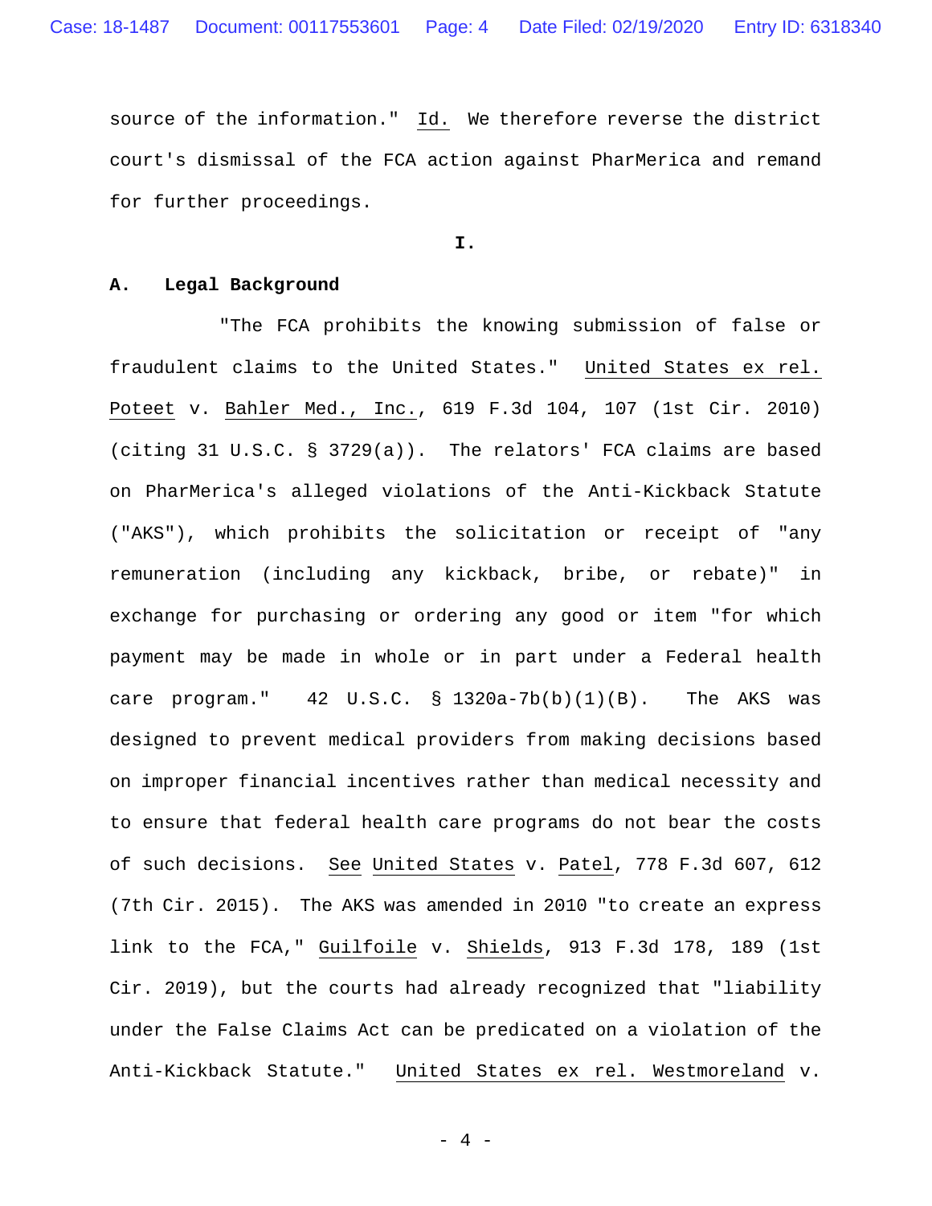source of the information." Id. We therefore reverse the district court's dismissal of the FCA action against PharMerica and remand for further proceedings.

## I.

### A. Legal Background

"The FCA prohibits the knowing submission of false or fraudulent claims to the United States." United States ex rel. Poteet v. Bahler Med., Inc., 619 F.3d 104, 107 (1st Cir. 2010) (citing 31 U.S.C. § 3729(a)). The relators' FCA claims are based on PharMerica's alleged violations of the Anti-Kickback Statute ("AKS"), which prohibits the solicitation or receipt of "any remuneration (including any kickback, bribe, or rebate)" in exchange for purchasing or ordering any good or item "for which payment may be made in whole or in part under a Federal health care program." 42 U.S.C. § 1320a-7b(b)(1)(B). The AKS was designed to prevent medical providers from making decisions based on improper financial incentives rather than medical necessity and to ensure that federal health care programs do not bear the costs of such decisions. See United States v. Patel, 778 F.3d 607, 612 (7th Cir. 2015). The AKS was amended in 2010 "to create an express link to the FCA," Guilfoile v. Shields, 913 F.3d 178, 189 (1st Cir. 2019), but the courts had already recognized that "liability under the False Claims Act can be predicated on a violation of the Anti-Kickback Statute." United States ex rel. Westmoreland v.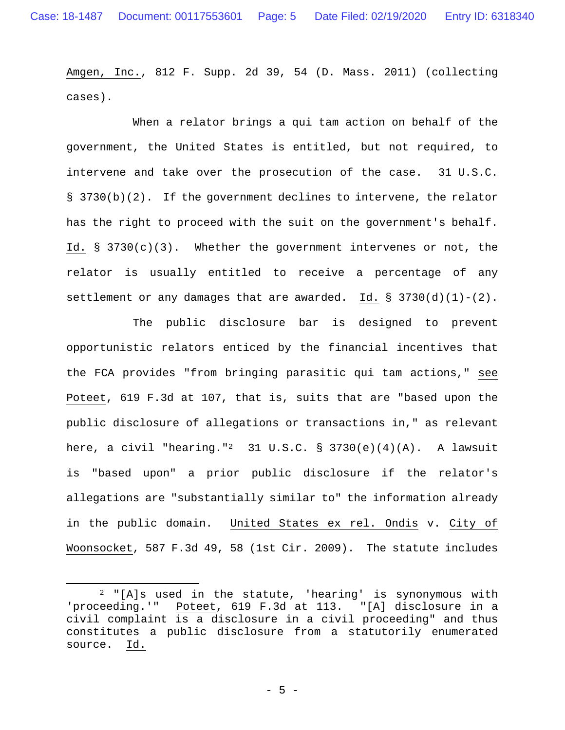Amgen, Inc., 812 F. Supp. 2d 39, 54 (D. Mass. 2011) (collecting cases).

When a relator brings a qui tam action on behalf of the government, the United States is entitled, but not required, to intervene and take over the prosecution of the case. 31 U.S.C. § 3730(b)(2). If the government declines to intervene, the relator has the right to proceed with the suit on the government's behalf. Id. § 3730(c)(3). Whether the government intervenes or not, the relator is usually entitled to receive a percentage of any settlement or any damages that are awarded. Id. § 3730(d)(1)-(2).

The public disclosure bar is designed to prevent opportunistic relators enticed by the financial incentives that the FCA provides "from bringing parasitic qui tam actions," see Poteet, 619 F.3d at 107, that is, suits that are "based upon the public disclosure of allegations or transactions in," as relevant here, a civil "hearing."[2] 31 U.S.C. § 3730(e)(4)(A). A lawsuit is "based upon" a prior public disclosure if the relator's allegations are "substantially similar to" the information already in the public domain. United States ex rel. Ondis v. City of Woonsocket, 587 F.3d 49, 58 (1st Cir. 2009). The statute includes

[2] "[A]s used in the statute, 'hearing' is synonymous with 'proceeding.'" Poteet, 619 F.3d at 113. "[A] disclosure in a civil complaint is a disclosure in a civil proceeding" and thus constitutes a public disclosure from a statutorily enumerated source. Id.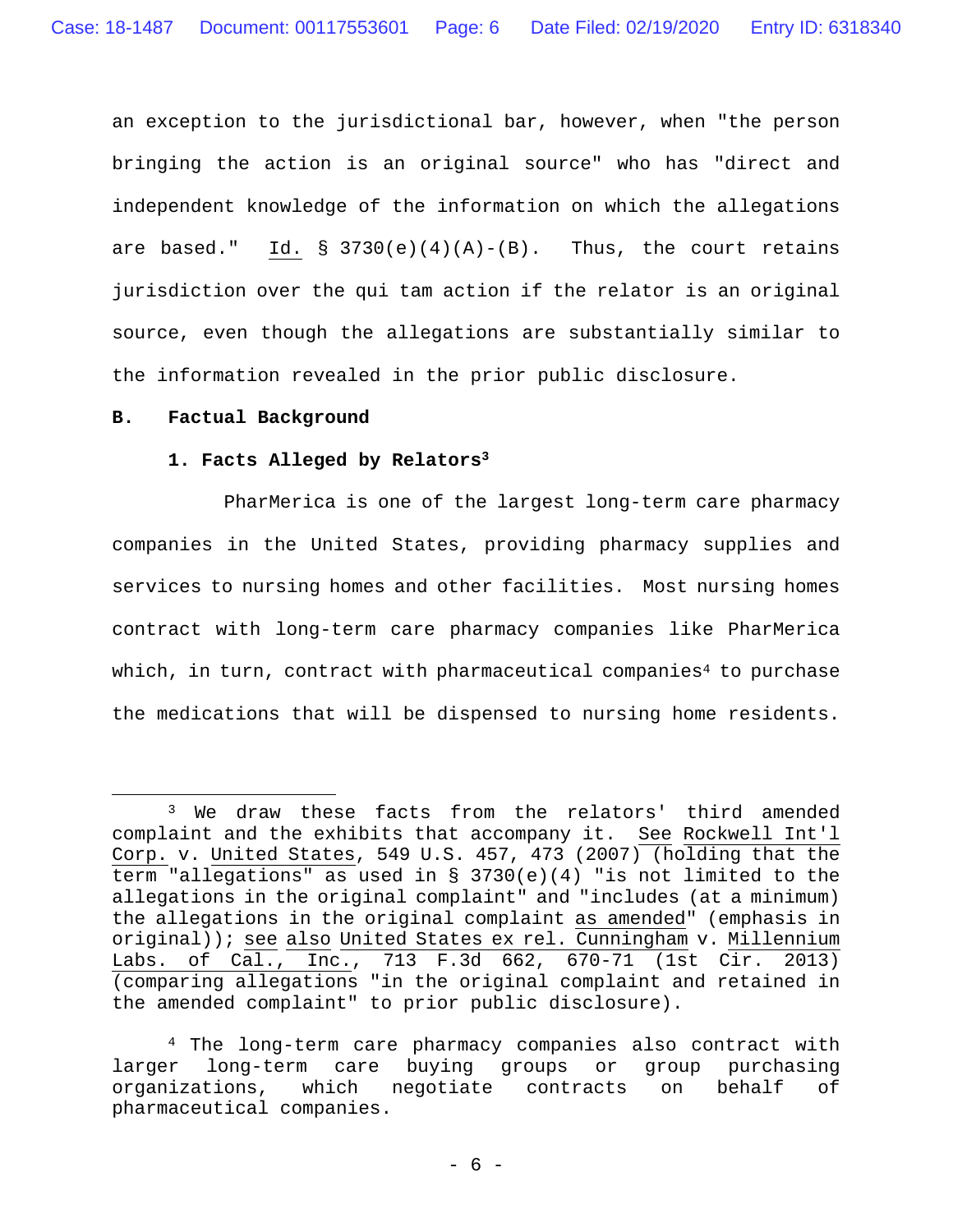an exception to the jurisdictional bar, however, when "the person bringing the action is an original source" who has "direct and independent knowledge of the information on which the allegations are based." Id. § 3730(e)(4)(A)-(B). Thus, the court retains jurisdiction over the qui tam action if the relator is an original source, even though the allegations are substantially similar to the information revealed in the prior public disclosure.

## B. Factual Background

### 1. Facts Alleged by Relators[3]

PharMerica is one of the largest long-term care pharmacy companies in the United States, providing pharmacy supplies and services to nursing homes and other facilities. Most nursing homes contract with long-term care pharmacy companies like PharMerica which, in turn, contract with pharmaceutical companies[4] to purchase the medications that will be dispensed to nursing home residents.

---

[3] We draw these facts from the relators' third amended complaint and the exhibits that accompany it. See Rockwell Int'l Corp. v. United States, 549 U.S. 457, 473 (2007) (holding that the term "allegations" as used in § 3730(e)(4) "is not limited to the allegations in the original complaint" and "includes (at a minimum) the allegations in the original complaint as amended" (emphasis in original)); see also United States ex rel. Cunningham v. Millennium Labs. of Cal., Inc., 713 F.3d 662, 670-71 (1st Cir. 2013) (comparing allegations "in the original complaint and retained in the amended complaint" to prior public disclosure).

[4] The long-term care pharmacy companies also contract with larger long-term care buying groups or group purchasing organizations, which negotiate contracts on behalf of pharmaceutical companies.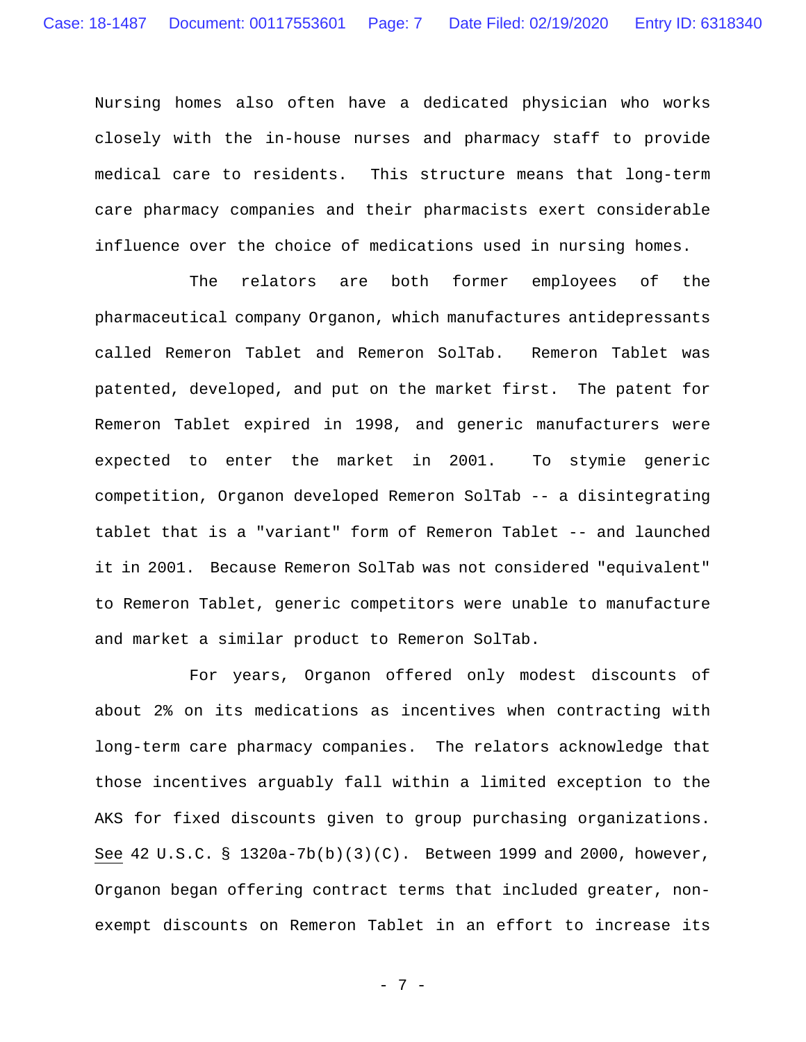Nursing homes also often have a dedicated physician who works closely with the in-house nurses and pharmacy staff to provide medical care to residents. This structure means that long-term care pharmacy companies and their pharmacists exert considerable influence over the choice of medications used in nursing homes.

The relators are both former employees of the pharmaceutical company Organon, which manufactures antidepressants called Remeron Tablet and Remeron SolTab. Remeron Tablet was patented, developed, and put on the market first. The patent for Remeron Tablet expired in 1998, and generic manufacturers were expected to enter the market in 2001. To stymie generic competition, Organon developed Remeron SolTab -- a disintegrating tablet that is a "variant" form of Remeron Tablet -- and launched it in 2001. Because Remeron SolTab was not considered "equivalent" to Remeron Tablet, generic competitors were unable to manufacture and market a similar product to Remeron SolTab.

For years, Organon offered only modest discounts of about 2% on its medications as incentives when contracting with long-term care pharmacy companies. The relators acknowledge that those incentives arguably fall within a limited exception to the AKS for fixed discounts given to group purchasing organizations. See 42 U.S.C. § 1320a-7b(b)(3)(C). Between 1999 and 2000, however, Organon began offering contract terms that included greater, non-exempt discounts on Remeron Tablet in an effort to increase its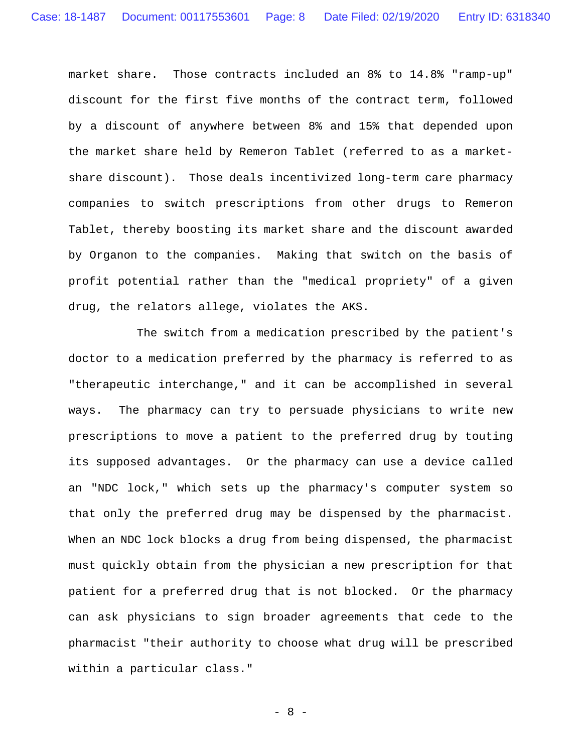market share. Those contracts included an 8% to 14.8% "ramp-up" discount for the first five months of the contract term, followed by a discount of anywhere between 8% and 15% that depended upon the market share held by Remeron Tablet (referred to as a market-share discount). Those deals incentivized long-term care pharmacy companies to switch prescriptions from other drugs to Remeron Tablet, thereby boosting its market share and the discount awarded by Organon to the companies. Making that switch on the basis of profit potential rather than the "medical propriety" of a given drug, the relators allege, violates the AKS.

The switch from a medication prescribed by the patient's doctor to a medication preferred by the pharmacy is referred to as "therapeutic interchange," and it can be accomplished in several ways. The pharmacy can try to persuade physicians to write new prescriptions to move a patient to the preferred drug by touting its supposed advantages. Or the pharmacy can use a device called an "NDC lock," which sets up the pharmacy's computer system so that only the preferred drug may be dispensed by the pharmacist. When an NDC lock blocks a drug from being dispensed, the pharmacist must quickly obtain from the physician a new prescription for that patient for a preferred drug that is not blocked. Or the pharmacy can ask physicians to sign broader agreements that cede to the pharmacist "their authority to choose what drug will be prescribed within a particular class."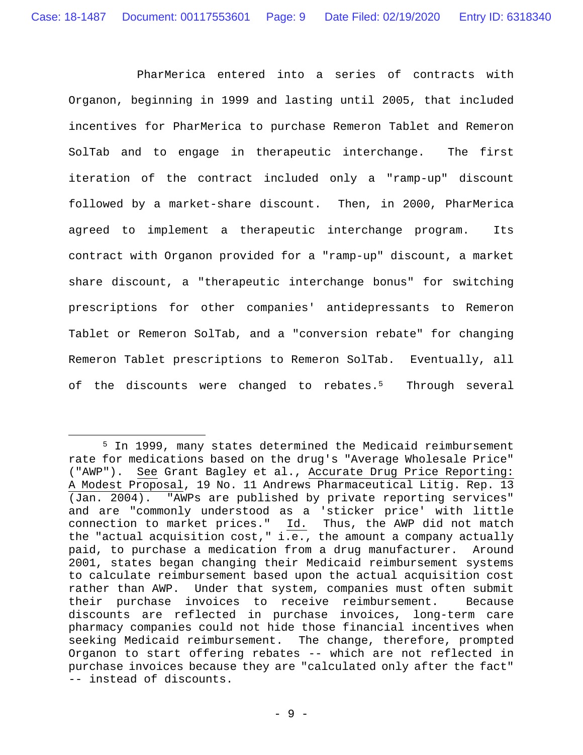PharMerica entered into a series of contracts with Organon, beginning in 1999 and lasting until 2005, that included incentives for PharMerica to purchase Remeron Tablet and Remeron SolTab and to engage in therapeutic interchange. The first iteration of the contract included only a "ramp-up" discount followed by a market-share discount. Then, in 2000, PharMerica agreed to implement a therapeutic interchange program. Its contract with Organon provided for a "ramp-up" discount, a market share discount, a "therapeutic interchange bonus" for switching prescriptions for other companies' antidepressants to Remeron Tablet or Remeron SolTab, and a "conversion rebate" for changing Remeron Tablet prescriptions to Remeron SolTab. Eventually, all of the discounts were changed to rebates.[5] Through several

---

[5] In 1999, many states determined the Medicaid reimbursement rate for medications based on the drug's "Average Wholesale Price" ("AWP"). See Grant Bagley et al., Accurate Drug Price Reporting: A Modest Proposal, 19 No. 11 Andrews Pharmaceutical Litig. Rep. 13 (Jan. 2004). "AWPs are published by private reporting services" and are "commonly understood as a 'sticker price' with little connection to market prices." Id. Thus, the AWP did not match the "actual acquisition cost," i.e., the amount a company actually paid, to purchase a medication from a drug manufacturer. Around 2001, states began changing their Medicaid reimbursement systems to calculate reimbursement based upon the actual acquisition cost rather than AWP. Under that system, companies must often submit their purchase invoices to receive reimbursement. Because discounts are reflected in purchase invoices, long-term care pharmacy companies could not hide those financial incentives when seeking Medicaid reimbursement. The change, therefore, prompted Organon to start offering rebates -- which are not reflected in purchase invoices because they are "calculated only after the fact" -- instead of discounts.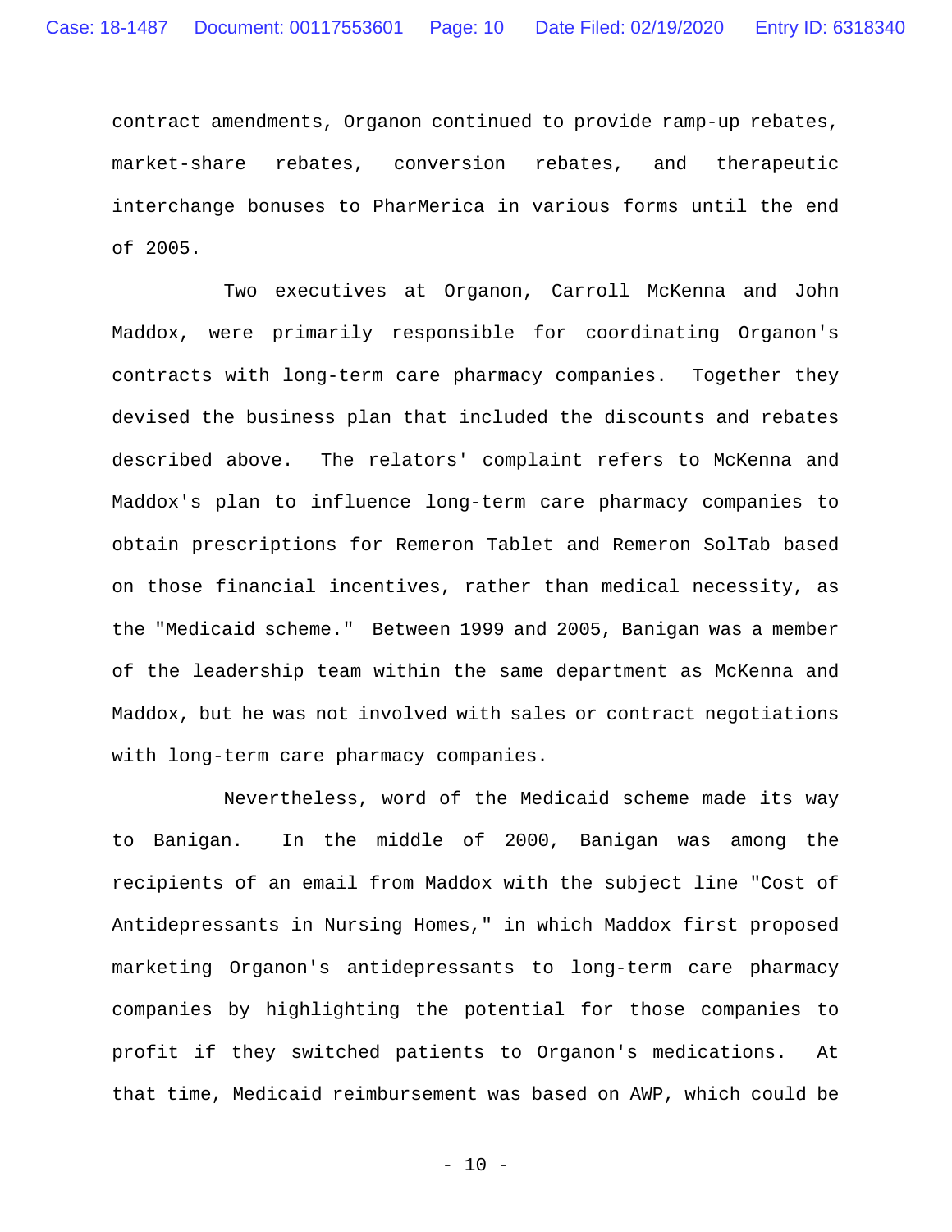contract amendments, Organon continued to provide ramp-up rebates, market-share rebates, conversion rebates, and therapeutic interchange bonuses to PharMerica in various forms until the end of 2005.

Two executives at Organon, Carroll McKenna and John Maddox, were primarily responsible for coordinating Organon's contracts with long-term care pharmacy companies. Together they devised the business plan that included the discounts and rebates described above. The relators' complaint refers to McKenna and Maddox's plan to influence long-term care pharmacy companies to obtain prescriptions for Remeron Tablet and Remeron SolTab based on those financial incentives, rather than medical necessity, as the "Medicaid scheme." Between 1999 and 2005, Banigan was a member of the leadership team within the same department as McKenna and Maddox, but he was not involved with sales or contract negotiations with long-term care pharmacy companies.

Nevertheless, word of the Medicaid scheme made its way to Banigan. In the middle of 2000, Banigan was among the recipients of an email from Maddox with the subject line "Cost of Antidepressants in Nursing Homes," in which Maddox first proposed marketing Organon's antidepressants to long-term care pharmacy companies by highlighting the potential for those companies to profit if they switched patients to Organon's medications. At that time, Medicaid reimbursement was based on AWP, which could be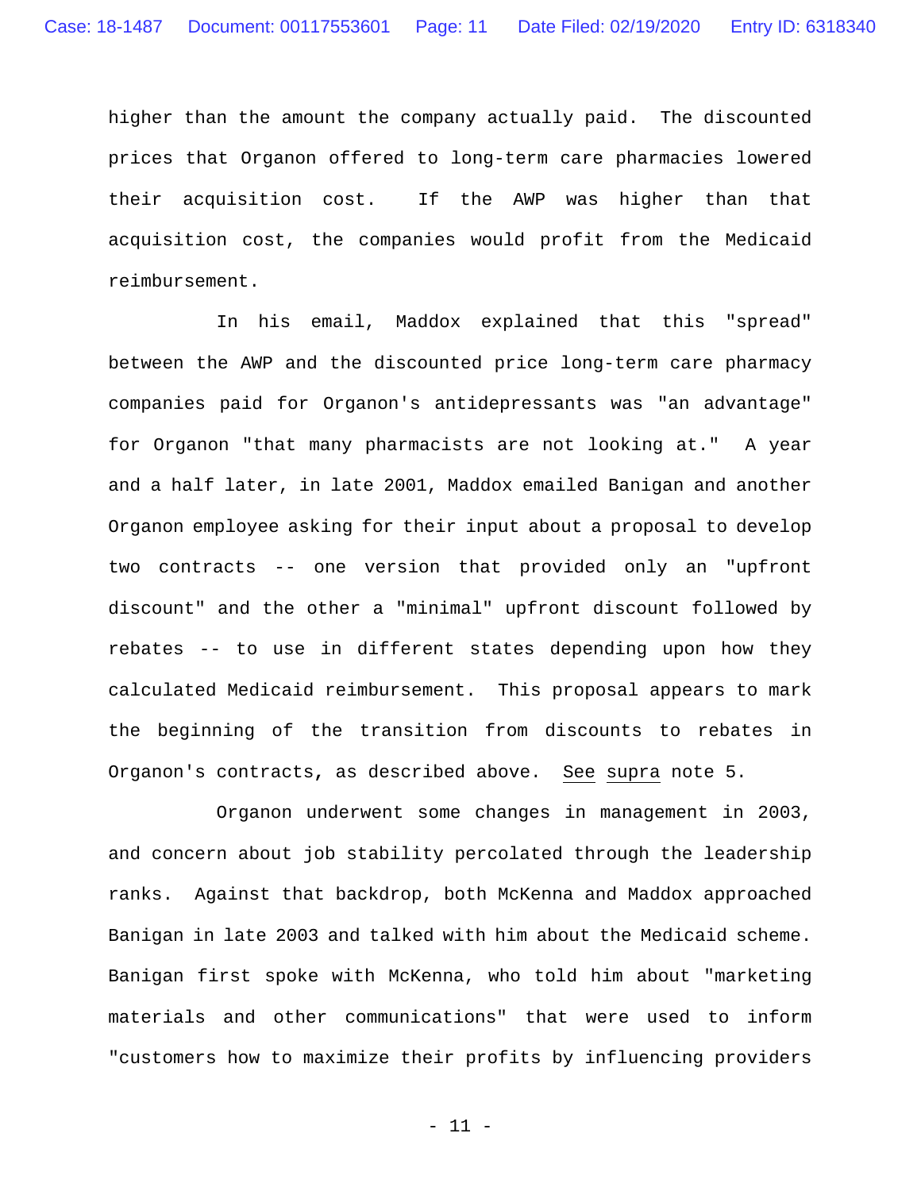higher than the amount the company actually paid. The discounted prices that Organon offered to long-term care pharmacies lowered their acquisition cost. If the AWP was higher than that acquisition cost, the companies would profit from the Medicaid reimbursement.

In his email, Maddox explained that this "spread" between the AWP and the discounted price long-term care pharmacy companies paid for Organon's antidepressants was "an advantage" for Organon "that many pharmacists are not looking at." A year and a half later, in late 2001, Maddox emailed Banigan and another Organon employee asking for their input about a proposal to develop two contracts -- one version that provided only an "upfront discount" and the other a "minimal" upfront discount followed by rebates -- to use in different states depending upon how they calculated Medicaid reimbursement. This proposal appears to mark the beginning of the transition from discounts to rebates in Organon's contracts, as described above. See supra note 5.

Organon underwent some changes in management in 2003, and concern about job stability percolated through the leadership ranks. Against that backdrop, both McKenna and Maddox approached Banigan in late 2003 and talked with him about the Medicaid scheme. Banigan first spoke with McKenna, who told him about "marketing materials and other communications" that were used to inform "customers how to maximize their profits by influencing providers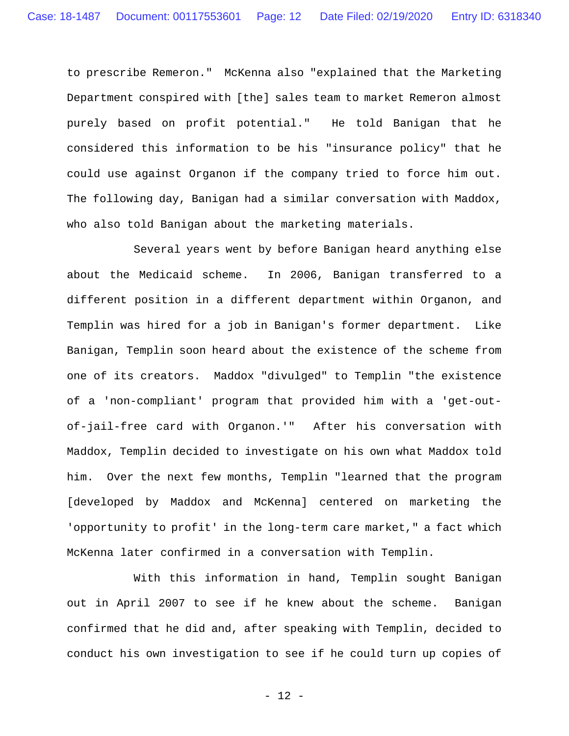to prescribe Remeron." McKenna also "explained that the Marketing Department conspired with [the] sales team to market Remeron almost purely based on profit potential." He told Banigan that he considered this information to be his "insurance policy" that he could use against Organon if the company tried to force him out. The following day, Banigan had a similar conversation with Maddox, who also told Banigan about the marketing materials.

Several years went by before Banigan heard anything else about the Medicaid scheme. In 2006, Banigan transferred to a different position in a different department within Organon, and Templin was hired for a job in Banigan's former department. Like Banigan, Templin soon heard about the existence of the scheme from one of its creators. Maddox "divulged" to Templin "the existence of a 'non-compliant' program that provided him with a 'get-out-of-jail-free card with Organon.'" After his conversation with Maddox, Templin decided to investigate on his own what Maddox told him. Over the next few months, Templin "learned that the program [developed by Maddox and McKenna] centered on marketing the 'opportunity to profit' in the long-term care market," a fact which McKenna later confirmed in a conversation with Templin.

With this information in hand, Templin sought Banigan out in April 2007 to see if he knew about the scheme. Banigan confirmed that he did and, after speaking with Templin, decided to conduct his own investigation to see if he could turn up copies of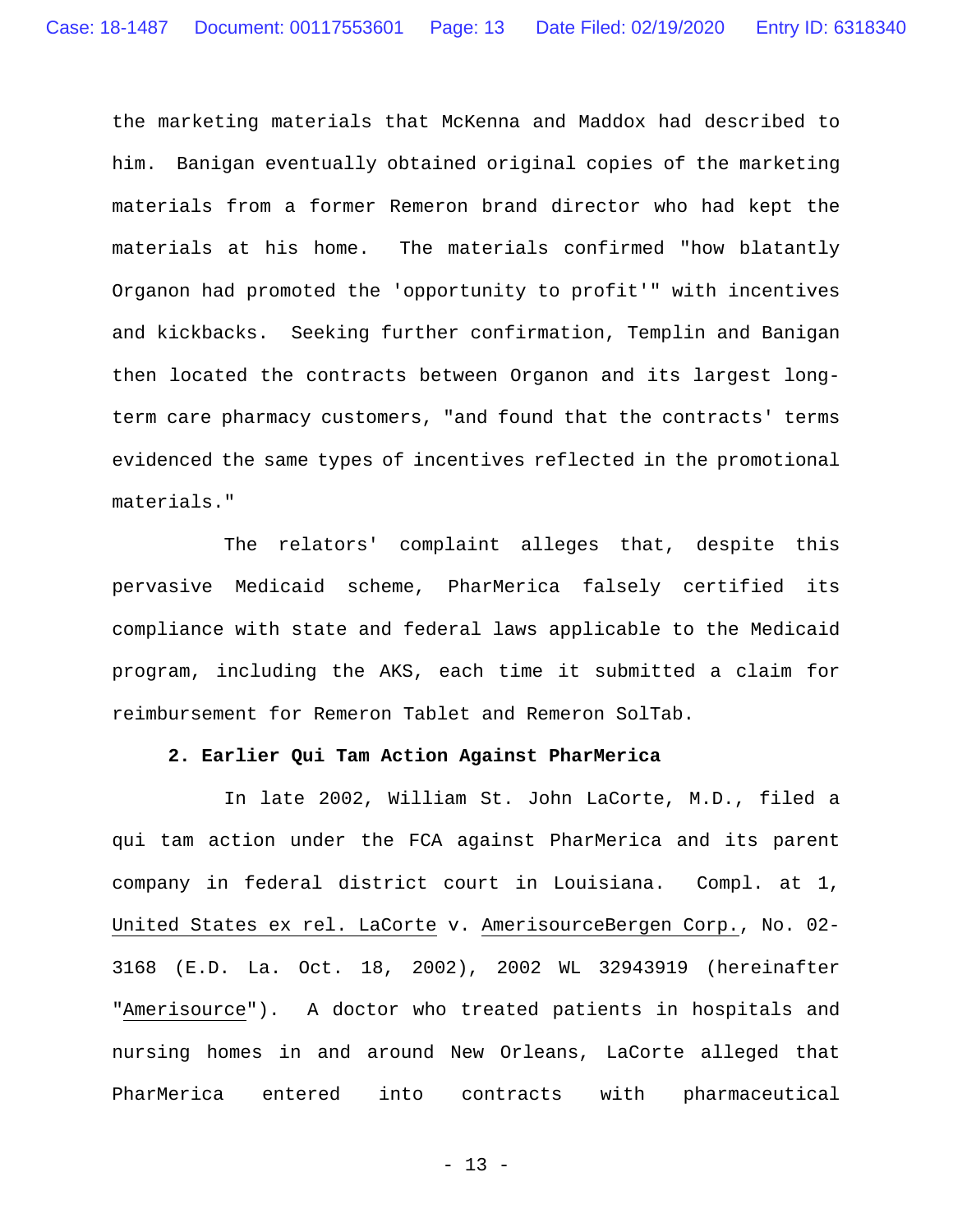the marketing materials that McKenna and Maddox had described to him. Banigan eventually obtained original copies of the marketing materials from a former Remeron brand director who had kept the materials at his home. The materials confirmed "how blatantly Organon had promoted the 'opportunity to profit'" with incentives and kickbacks. Seeking further confirmation, Templin and Banigan then located the contracts between Organon and its largest long-term care pharmacy customers, "and found that the contracts' terms evidenced the same types of incentives reflected in the promotional materials."

The relators' complaint alleges that, despite this pervasive Medicaid scheme, PharMerica falsely certified its compliance with state and federal laws applicable to the Medicaid program, including the AKS, each time it submitted a claim for reimbursement for Remeron Tablet and Remeron SolTab.

**2. Earlier Qui Tam Action Against PharMerica**

In late 2002, William St. John LaCorte, M.D., filed a qui tam action under the FCA against PharMerica and its parent company in federal district court in Louisiana. Compl. at 1, United States ex rel. LaCorte v. AmerisourceBergen Corp., No. 02-3168 (E.D. La. Oct. 18, 2002), 2002 WL 32943919 (hereinafter "Amerisource"). A doctor who treated patients in hospitals and nursing homes in and around New Orleans, LaCorte alleged that PharMerica entered into contracts with pharmaceutical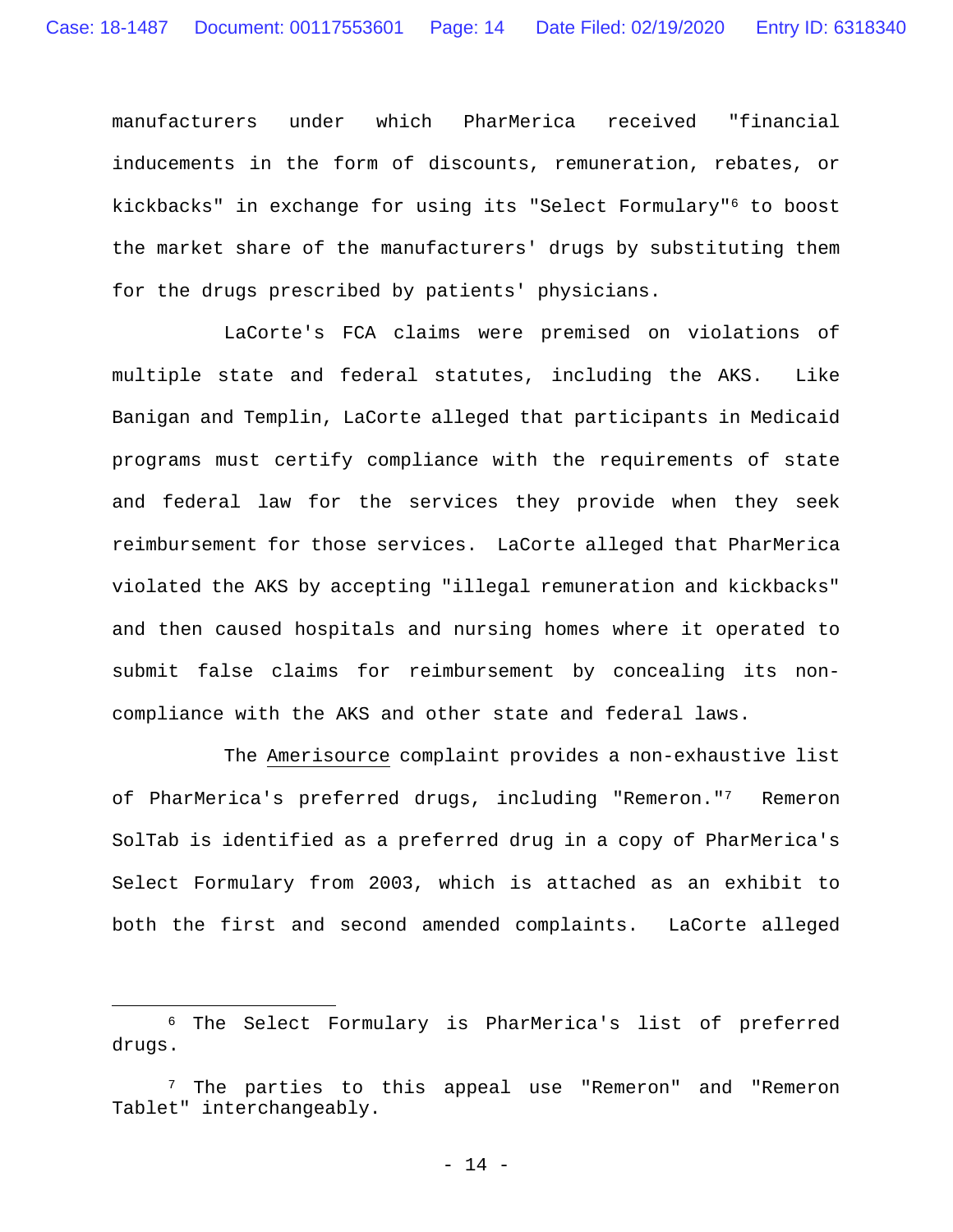manufacturers under which PharMerica received "financial inducements in the form of discounts, remuneration, rebates, or kickbacks" in exchange for using its "Select Formulary"[6] to boost the market share of the manufacturers' drugs by substituting them for the drugs prescribed by patients' physicians.

LaCorte's FCA claims were premised on violations of multiple state and federal statutes, including the AKS. Like Banigan and Templin, LaCorte alleged that participants in Medicaid programs must certify compliance with the requirements of state and federal law for the services they provide when they seek reimbursement for those services. LaCorte alleged that PharMerica violated the AKS by accepting "illegal remuneration and kickbacks" and then caused hospitals and nursing homes where it operated to submit false claims for reimbursement by concealing its non-compliance with the AKS and other state and federal laws.

The Amerisource complaint provides a non-exhaustive list of PharMerica's preferred drugs, including "Remeron."[7] Remeron SolTab is identified as a preferred drug in a copy of PharMerica's Select Formulary from 2003, which is attached as an exhibit to both the first and second amended complaints. LaCorte alleged

---

[6] The Select Formulary is PharMerica's list of preferred drugs.

[7] The parties to this appeal use "Remeron" and "Remeron Tablet" interchangeably.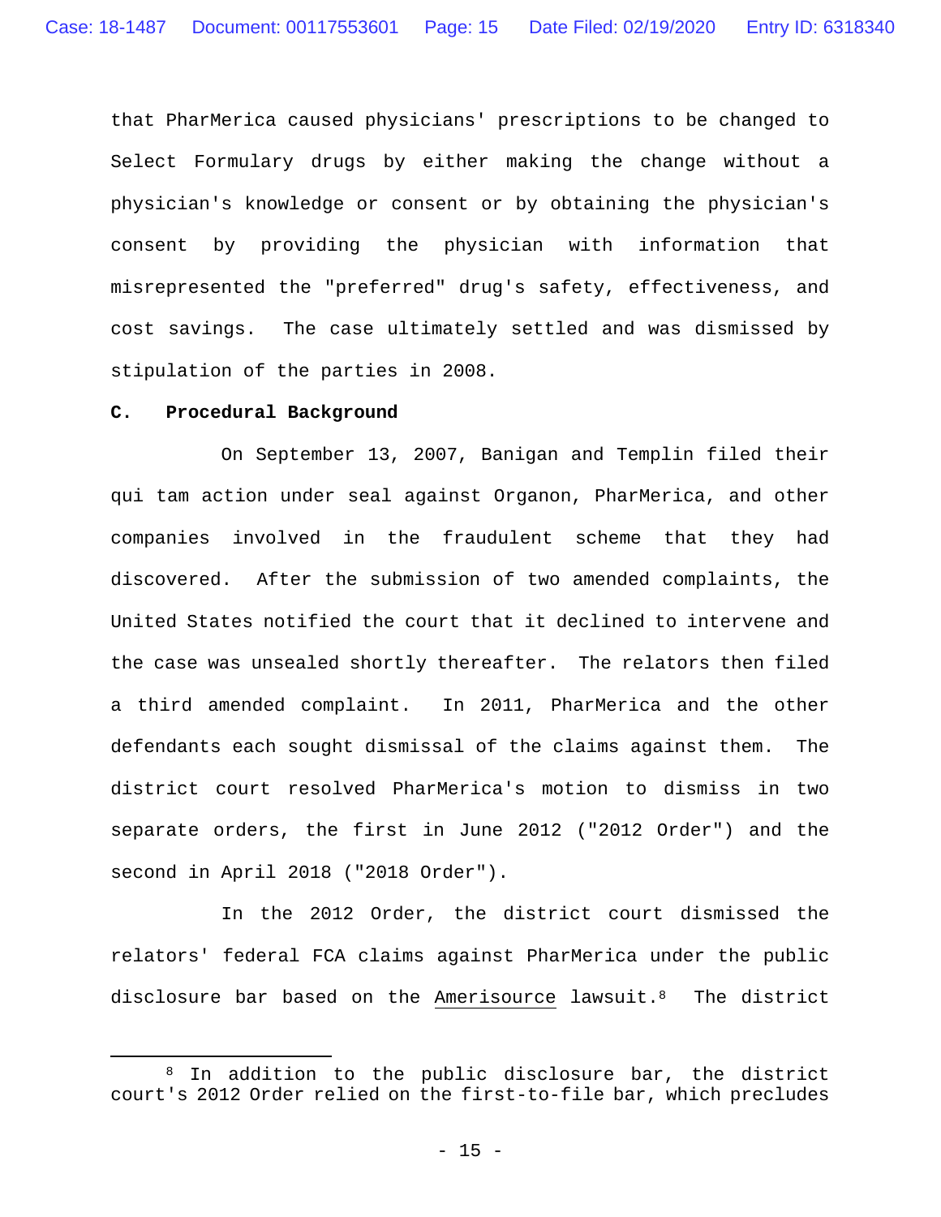that PharMerica caused physicians' prescriptions to be changed to Select Formulary drugs by either making the change without a physician's knowledge or consent or by obtaining the physician's consent by providing the physician with information that misrepresented the "preferred" drug's safety, effectiveness, and cost savings. The case ultimately settled and was dismissed by stipulation of the parties in 2008.

**C. Procedural Background**

On September 13, 2007, Banigan and Templin filed their qui tam action under seal against Organon, PharMerica, and other companies involved in the fraudulent scheme that they had discovered. After the submission of two amended complaints, the United States notified the court that it declined to intervene and the case was unsealed shortly thereafter. The relators then filed a third amended complaint. In 2011, PharMerica and the other defendants each sought dismissal of the claims against them. The district court resolved PharMerica's motion to dismiss in two separate orders, the first in June 2012 ("2012 Order") and the second in April 2018 ("2018 Order").

In the 2012 Order, the district court dismissed the relators' federal FCA claims against PharMerica under the public disclosure bar based on the Amerisource lawsuit.[8] The district

[8] In addition to the public disclosure bar, the district court's 2012 Order relied on the first-to-file bar, which precludes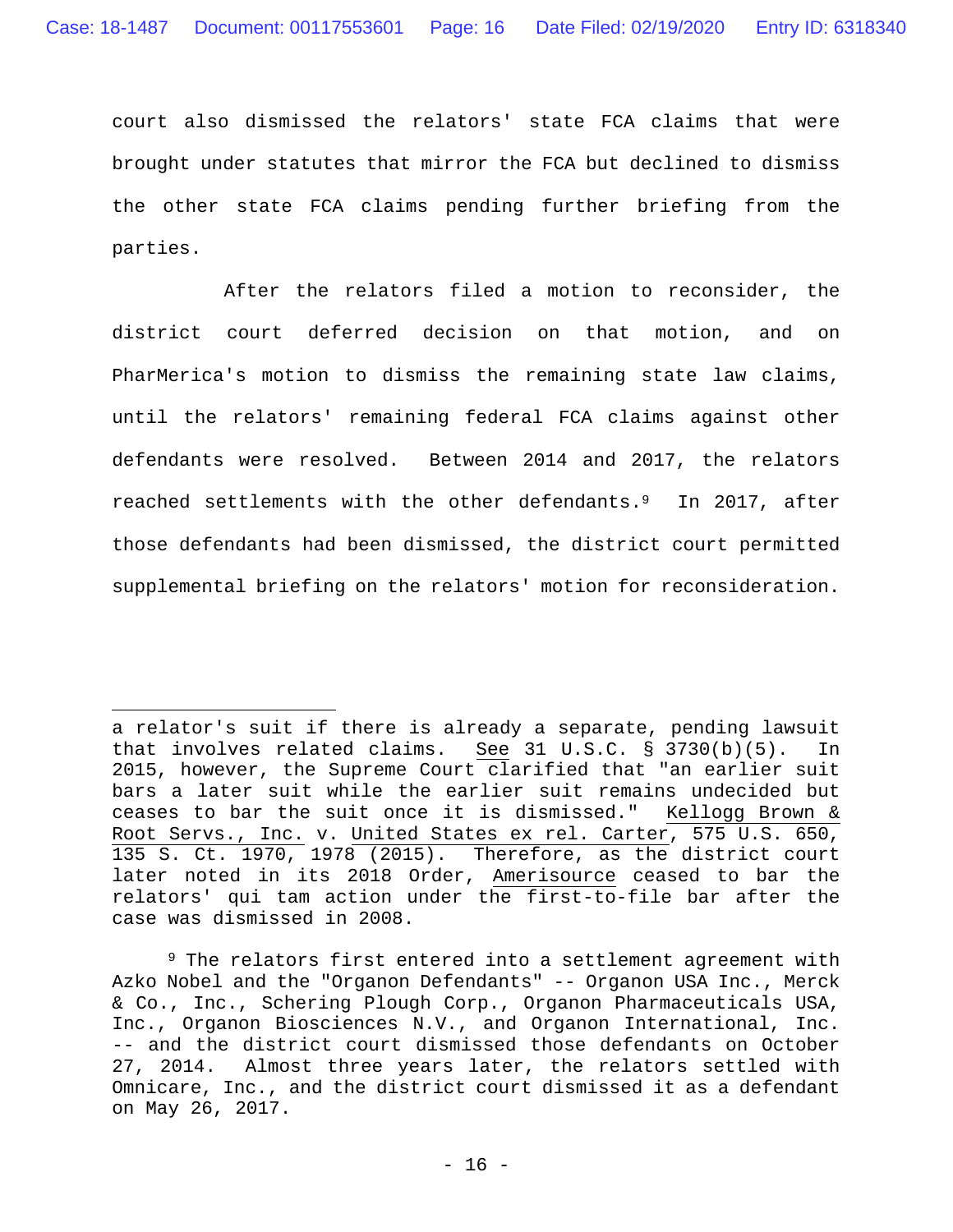court also dismissed the relators' state FCA claims that were brought under statutes that mirror the FCA but declined to dismiss the other state FCA claims pending further briefing from the parties.

After the relators filed a motion to reconsider, the district court deferred decision on that motion, and on PharMerica's motion to dismiss the remaining state law claims, until the relators' remaining federal FCA claims against other defendants were resolved. Between 2014 and 2017, the relators reached settlements with the other defendants.[9] In 2017, after those defendants had been dismissed, the district court permitted supplemental briefing on the relators' motion for reconsideration.

---

a relator's suit if there is already a separate, pending lawsuit that involves related claims. See 31 U.S.C. § 3730(b)(5). In 2015, however, the Supreme Court clarified that "an earlier suit bars a later suit while the earlier suit remains undecided but ceases to bar the suit once it is dismissed." Kellogg Brown & Root Servs., Inc. v. United States ex rel. Carter, 575 U.S. 650, 135 S. Ct. 1970, 1978 (2015). Therefore, as the district court later noted in its 2018 Order, Amerisource ceased to bar the relators' qui tam action under the first-to-file bar after the case was dismissed in 2008.

[9] The relators first entered into a settlement agreement with Azko Nobel and the "Organon Defendants" -- Organon USA Inc., Merck & Co., Inc., Schering Plough Corp., Organon Pharmaceuticals USA, Inc., Organon Biosciences N.V., and Organon International, Inc. -- and the district court dismissed those defendants on October 27, 2014. Almost three years later, the relators settled with Omnicare, Inc., and the district court dismissed it as a defendant on May 26, 2017.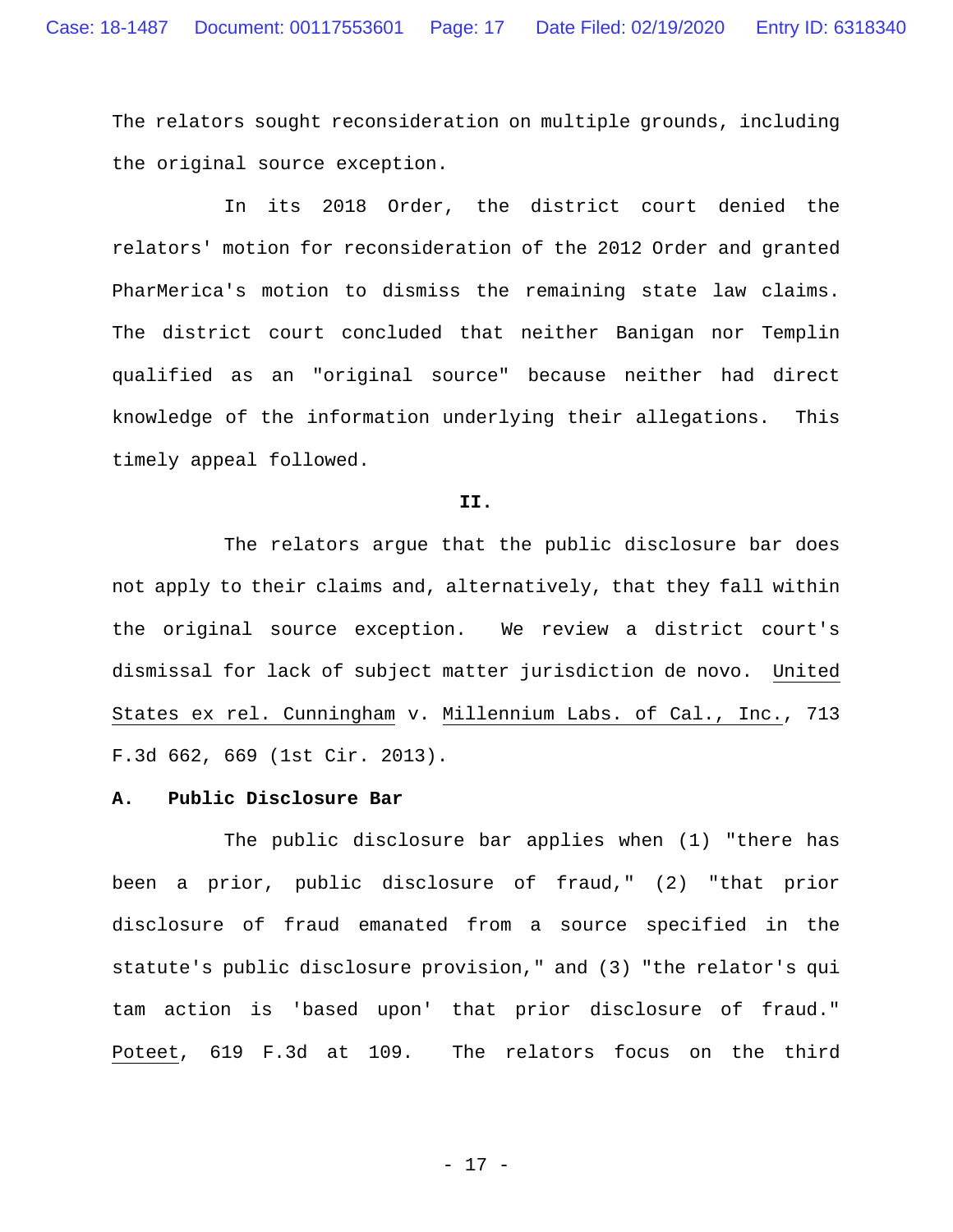The relators sought reconsideration on multiple grounds, including the original source exception.

In its 2018 Order, the district court denied the relators' motion for reconsideration of the 2012 Order and granted PharMerica's motion to dismiss the remaining state law claims. The district court concluded that neither Banigan nor Templin qualified as an "original source" because neither had direct knowledge of the information underlying their allegations. This timely appeal followed.

## II.

The relators argue that the public disclosure bar does not apply to their claims and, alternatively, that they fall within the original source exception. We review a district court's dismissal for lack of subject matter jurisdiction de novo. United States ex rel. Cunningham v. Millennium Labs. of Cal., Inc., 713 F.3d 662, 669 (1st Cir. 2013).

### A. Public Disclosure Bar

The public disclosure bar applies when (1) "there has been a prior, public disclosure of fraud," (2) "that prior disclosure of fraud emanated from a source specified in the statute's public disclosure provision," and (3) "the relator's qui tam action is 'based upon' that prior disclosure of fraud." Poteet, 619 F.3d at 109. The relators focus on the third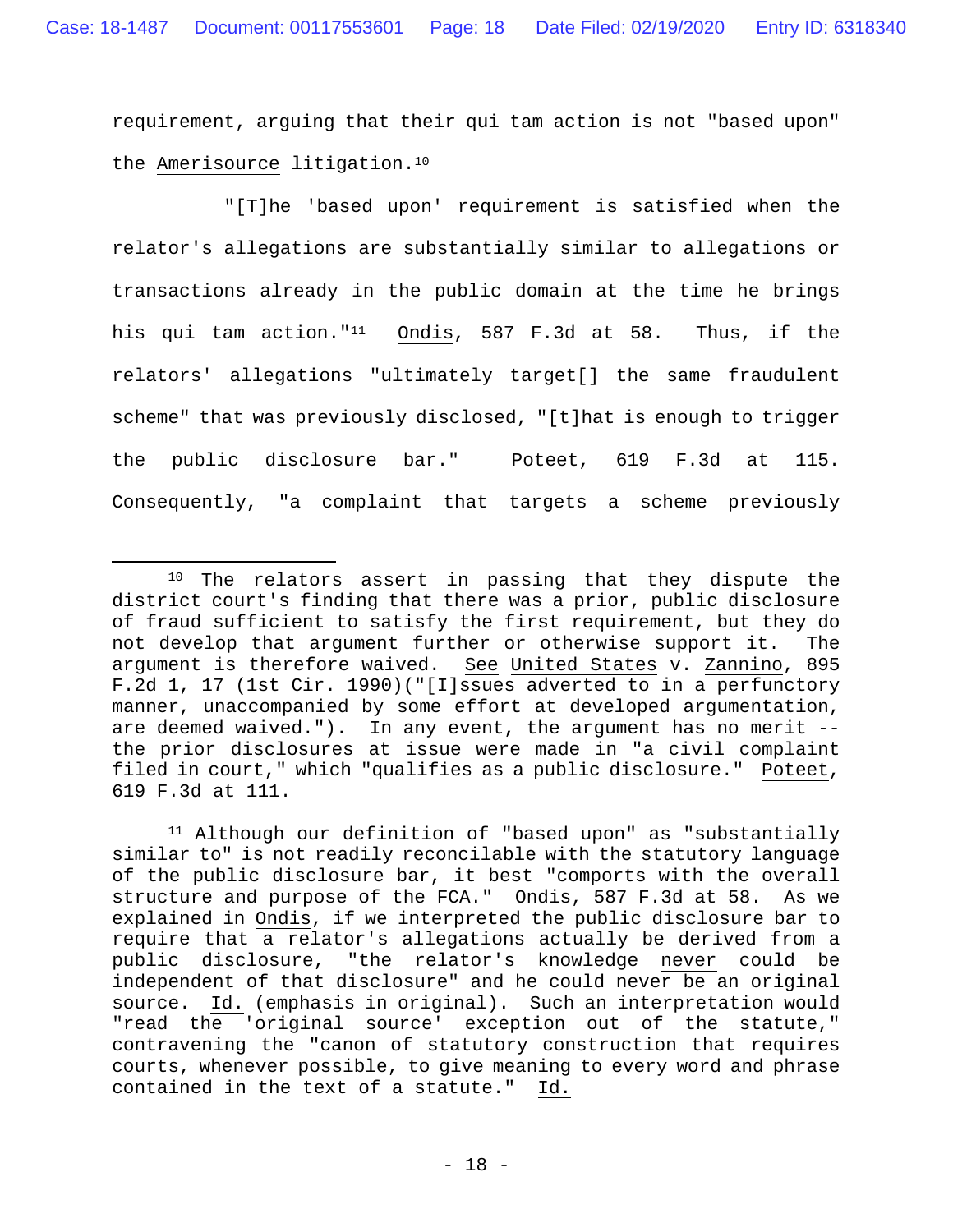requirement, arguing that their qui tam action is not "based upon" the Amerisource litigation.[10]

"[T]he 'based upon' requirement is satisfied when the relator's allegations are substantially similar to allegations or transactions already in the public domain at the time he brings his qui tam action."[11] Ondis, 587 F.3d at 58. Thus, if the relators' allegations "ultimately target[] the same fraudulent scheme" that was previously disclosed, "[t]hat is enough to trigger the public disclosure bar." Poteet, 619 F.3d at 115. Consequently, "a complaint that targets a scheme previously

---

[10] The relators assert in passing that they dispute the district court's finding that there was a prior, public disclosure of fraud sufficient to satisfy the first requirement, but they do not develop that argument further or otherwise support it. The argument is therefore waived. See United States v. Zannino, 895 F.2d 1, 17 (1st Cir. 1990)("[I]ssues adverted to in a perfunctory manner, unaccompanied by some effort at developed argumentation, are deemed waived."). In any event, the argument has no merit -- the prior disclosures at issue were made in "a civil complaint filed in court," which "qualifies as a public disclosure." Poteet, 619 F.3d at 111.

[11] Although our definition of "based upon" as "substantially similar to" is not readily reconcilable with the statutory language of the public disclosure bar, it best "comports with the overall structure and purpose of the FCA." Ondis, 587 F.3d at 58. As we explained in Ondis, if we interpreted the public disclosure bar to require that a relator's allegations actually be derived from a public disclosure, "the relator's knowledge never could be independent of that disclosure" and he could never be an original source. Id. (emphasis in original). Such an interpretation would "read the 'original source' exception out of the statute," contravening the "canon of statutory construction that requires courts, whenever possible, to give meaning to every word and phrase contained in the text of a statute." Id.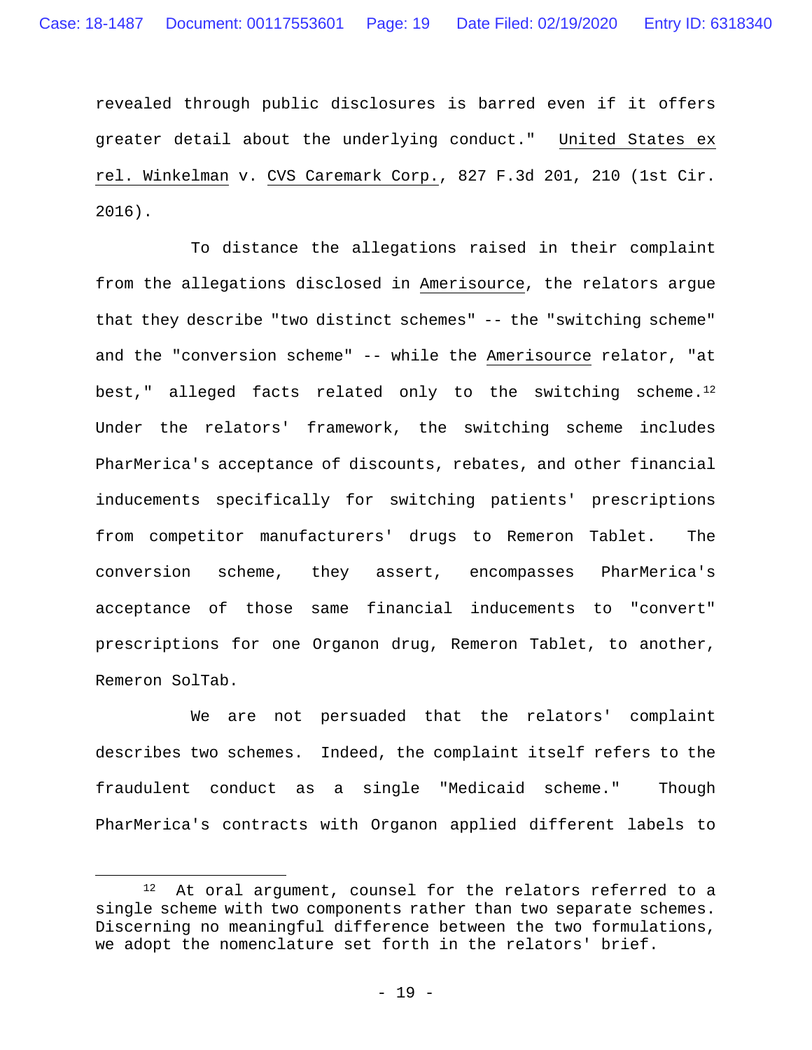revealed through public disclosures is barred even if it offers greater detail about the underlying conduct." United States ex rel. Winkelman v. CVS Caremark Corp., 827 F.3d 201, 210 (1st Cir. 2016).

To distance the allegations raised in their complaint from the allegations disclosed in Amerisource, the relators argue that they describe "two distinct schemes" -- the "switching scheme" and the "conversion scheme" -- while the Amerisource relator, "at best," alleged facts related only to the switching scheme.[12] Under the relators' framework, the switching scheme includes PharMerica's acceptance of discounts, rebates, and other financial inducements specifically for switching patients' prescriptions from competitor manufacturers' drugs to Remeron Tablet. The conversion scheme, they assert, encompasses PharMerica's acceptance of those same financial inducements to "convert" prescriptions for one Organon drug, Remeron Tablet, to another, Remeron SolTab.

We are not persuaded that the relators' complaint describes two schemes. Indeed, the complaint itself refers to the fraudulent conduct as a single "Medicaid scheme." Though PharMerica's contracts with Organon applied different labels to

---

[12] At oral argument, counsel for the relators referred to a single scheme with two components rather than two separate schemes. Discerning no meaningful difference between the two formulations, we adopt the nomenclature set forth in the relators' brief.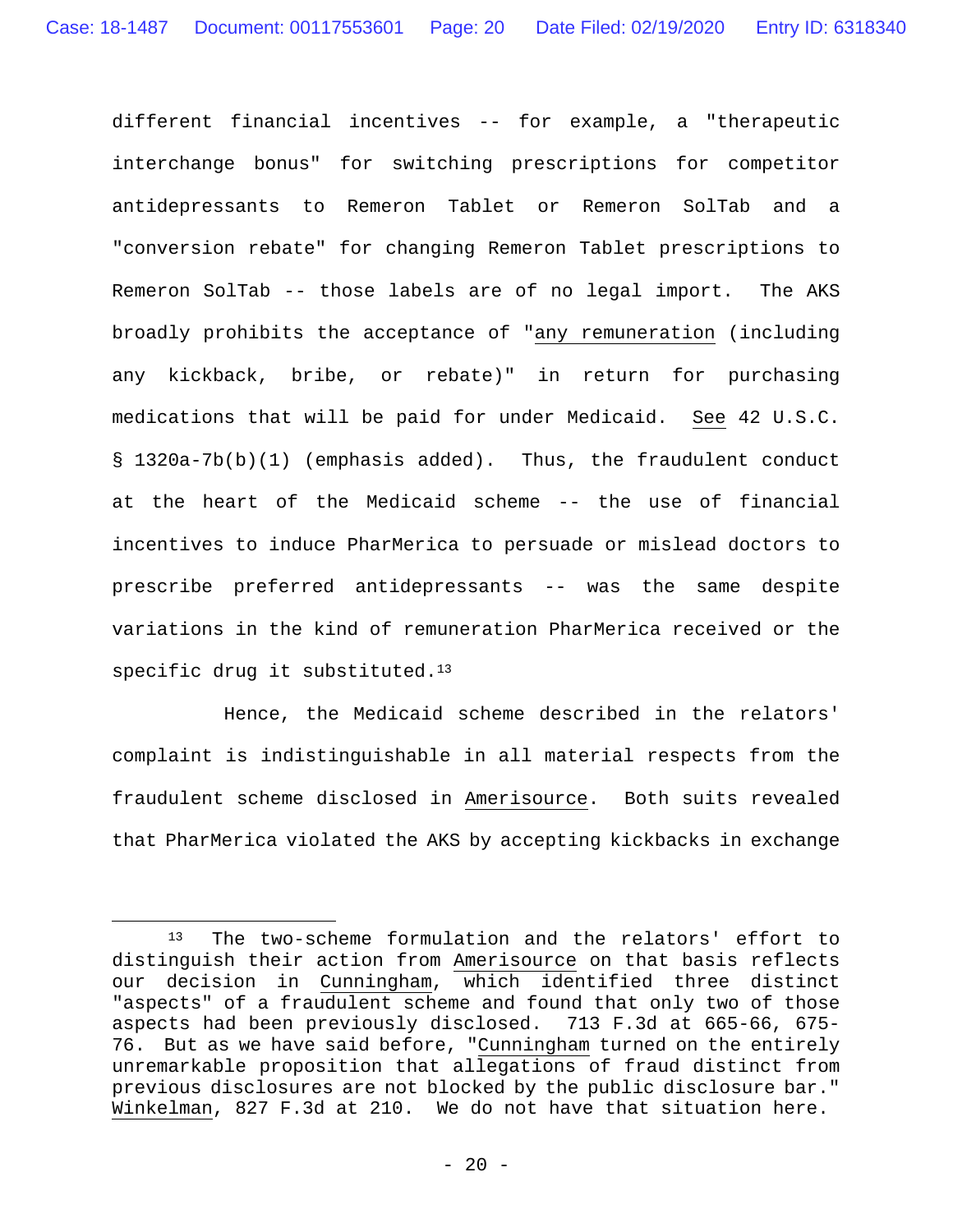different financial incentives -- for example, a "therapeutic interchange bonus" for switching prescriptions for competitor antidepressants to Remeron Tablet or Remeron SolTab and a "conversion rebate" for changing Remeron Tablet prescriptions to Remeron SolTab -- those labels are of no legal import. The AKS broadly prohibits the acceptance of "<u>any remuneration</u> (including any kickback, bribe, or rebate)" in return for purchasing medications that will be paid for under Medicaid. <u>See</u> 42 U.S.C. § 1320a-7b(b)(1) (emphasis added). Thus, the fraudulent conduct at the heart of the Medicaid scheme -- the use of financial incentives to induce PharMerica to persuade or mislead doctors to prescribe preferred antidepressants -- was the same despite variations in the kind of remuneration PharMerica received or the specific drug it substituted.[13]

Hence, the Medicaid scheme described in the relators' complaint is indistinguishable in all material respects from the fraudulent scheme disclosed in <u>Amerisource</u>. Both suits revealed that PharMerica violated the AKS by accepting kickbacks in exchange

---

[13] The two-scheme formulation and the relators' effort to distinguish their action from <u>Amerisource</u> on that basis reflects our decision in <u>Cunningham</u>, which identified three distinct "aspects" of a fraudulent scheme and found that only two of those aspects had been previously disclosed. 713 F.3d at 665-66, 675-76. But as we have said before, "<u>Cunningham</u> turned on the entirely unremarkable proposition that allegations of fraud distinct from previous disclosures are not blocked by the public disclosure bar." <u>Winkelman</u>, 827 F.3d at 210. We do not have that situation here.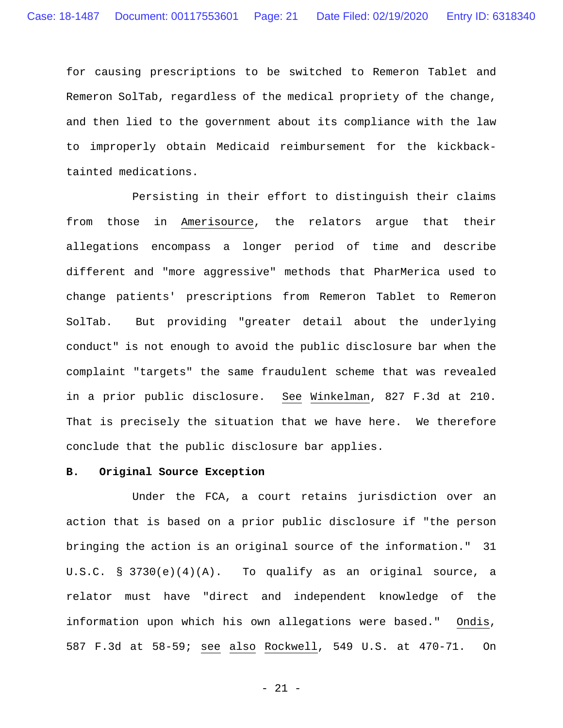for causing prescriptions to be switched to Remeron Tablet and Remeron SolTab, regardless of the medical propriety of the change, and then lied to the government about its compliance with the law to improperly obtain Medicaid reimbursement for the kickback-tainted medications.

Persisting in their effort to distinguish their claims from those in Amerisource, the relators argue that their allegations encompass a longer period of time and describe different and "more aggressive" methods that PharMerica used to change patients' prescriptions from Remeron Tablet to Remeron SolTab. But providing "greater detail about the underlying conduct" is not enough to avoid the public disclosure bar when the complaint "targets" the same fraudulent scheme that was revealed in a prior public disclosure. See Winkelman, 827 F.3d at 210. That is precisely the situation that we have here. We therefore conclude that the public disclosure bar applies.

**B. Original Source Exception**

Under the FCA, a court retains jurisdiction over an action that is based on a prior public disclosure if "the person bringing the action is an original source of the information." 31 U.S.C. § 3730(e)(4)(A). To qualify as an original source, a relator must have "direct and independent knowledge of the information upon which his own allegations were based." Ondis, 587 F.3d at 58-59; see also Rockwell, 549 U.S. at 470-71. On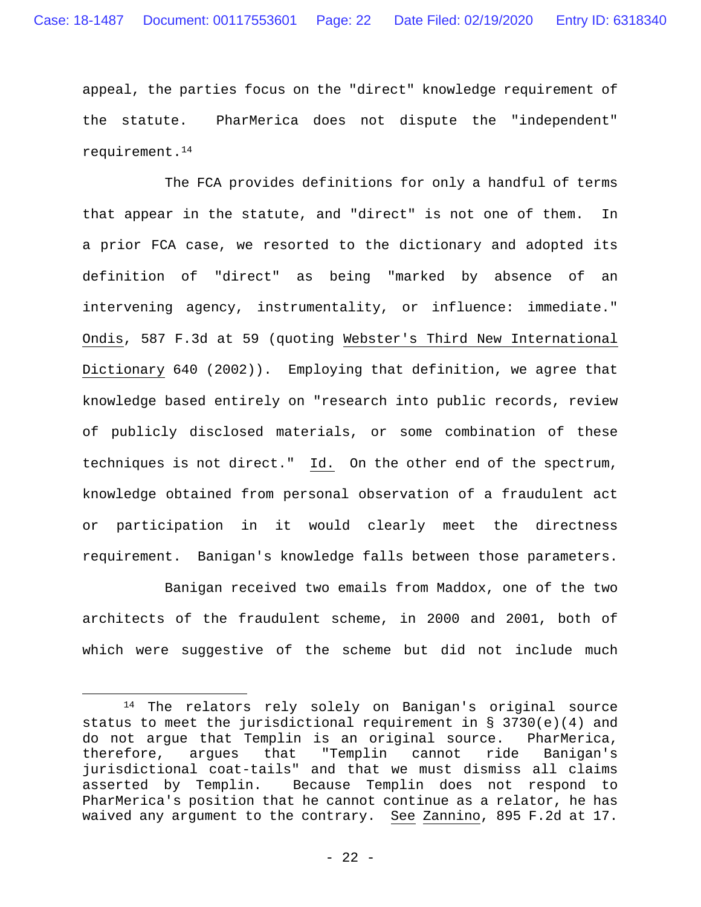appeal, the parties focus on the "direct" knowledge requirement of the statute. PharMerica does not dispute the "independent" requirement.[14]

The FCA provides definitions for only a handful of terms that appear in the statute, and "direct" is not one of them. In a prior FCA case, we resorted to the dictionary and adopted its definition of "direct" as being "marked by absence of an intervening agency, instrumentality, or influence: immediate." Ondis, 587 F.3d at 59 (quoting Webster's Third New International Dictionary 640 (2002)). Employing that definition, we agree that knowledge based entirely on "research into public records, review of publicly disclosed materials, or some combination of these techniques is not direct." Id. On the other end of the spectrum, knowledge obtained from personal observation of a fraudulent act or participation in it would clearly meet the directness requirement. Banigan's knowledge falls between those parameters.

Banigan received two emails from Maddox, one of the two architects of the fraudulent scheme, in 2000 and 2001, both of which were suggestive of the scheme but did not include much

---

[14] The relators rely solely on Banigan's original source status to meet the jurisdictional requirement in § 3730(e)(4) and do not argue that Templin is an original source. PharMerica, therefore, argues that "Templin cannot ride Banigan's jurisdictional coat-tails" and that we must dismiss all claims asserted by Templin. Because Templin does not respond to PharMerica's position that he cannot continue as a relator, he has waived any argument to the contrary. See Zannino, 895 F.2d at 17.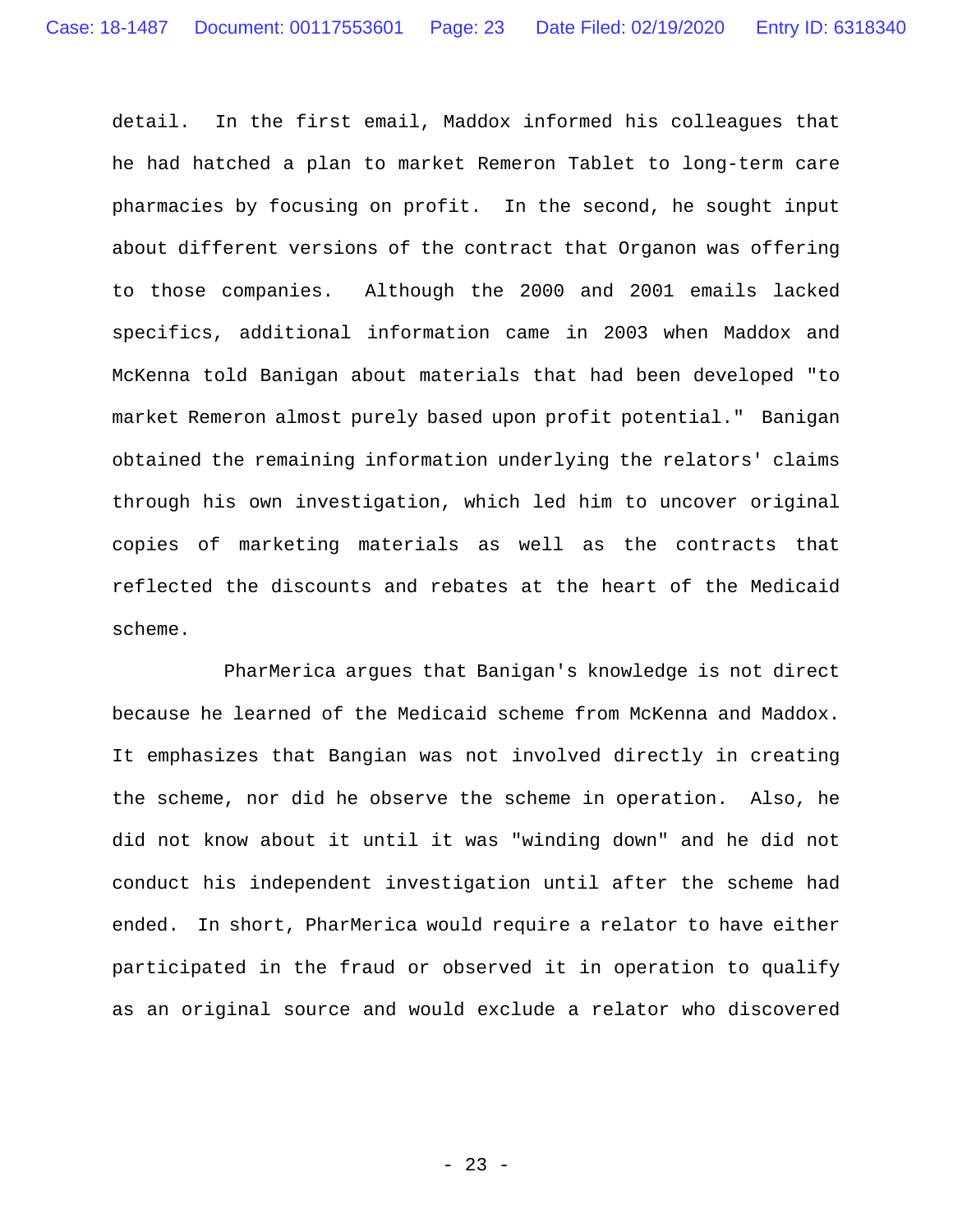detail. In the first email, Maddox informed his colleagues that he had hatched a plan to market Remeron Tablet to long-term care pharmacies by focusing on profit. In the second, he sought input about different versions of the contract that Organon was offering to those companies. Although the 2000 and 2001 emails lacked specifics, additional information came in 2003 when Maddox and McKenna told Banigan about materials that had been developed "to market Remeron almost purely based upon profit potential." Banigan obtained the remaining information underlying the relators' claims through his own investigation, which led him to uncover original copies of marketing materials as well as the contracts that reflected the discounts and rebates at the heart of the Medicaid scheme.

PharMerica argues that Banigan's knowledge is not direct because he learned of the Medicaid scheme from McKenna and Maddox. It emphasizes that Bangian was not involved directly in creating the scheme, nor did he observe the scheme in operation. Also, he did not know about it until it was "winding down" and he did not conduct his independent investigation until after the scheme had ended. In short, PharMerica would require a relator to have either participated in the fraud or observed it in operation to qualify as an original source and would exclude a relator who discovered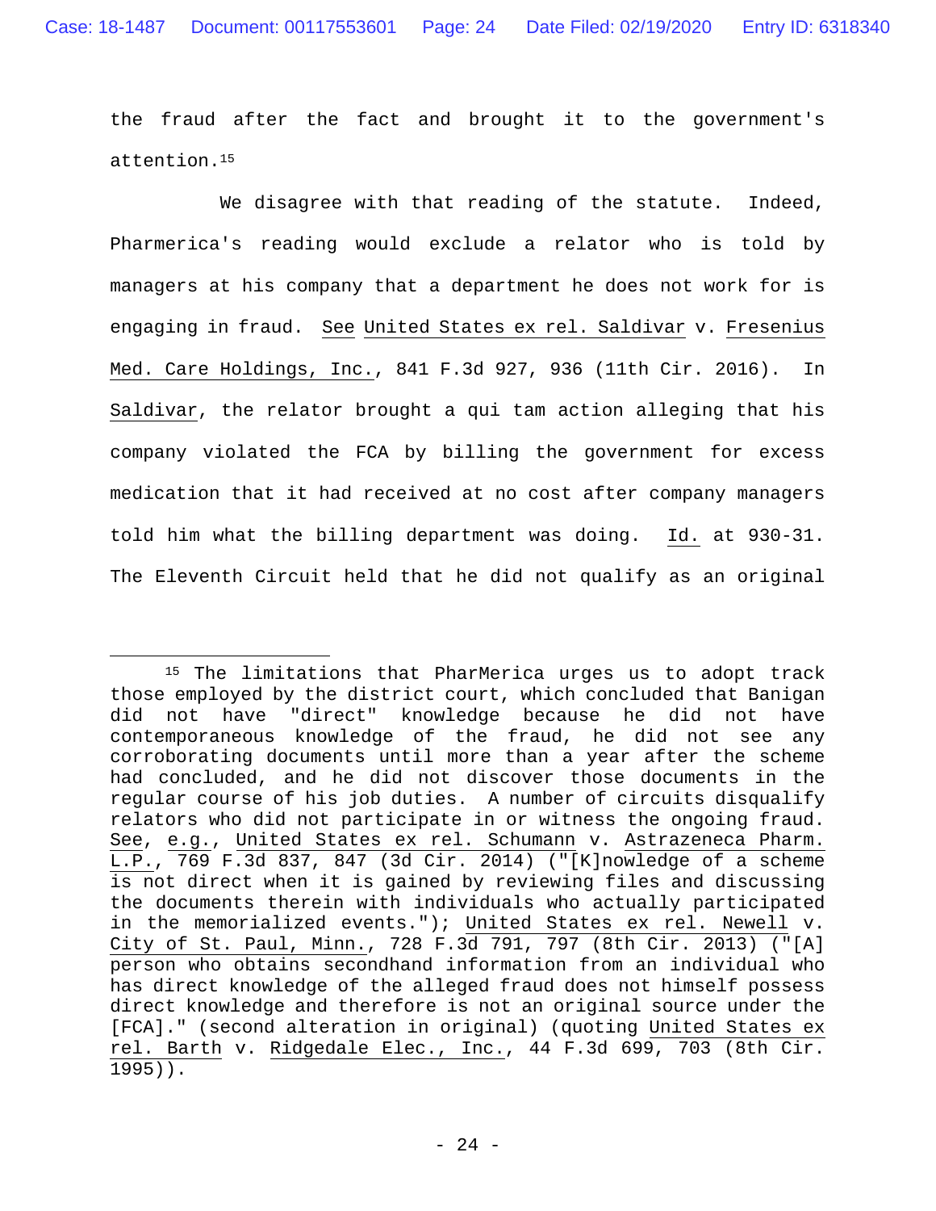the fraud after the fact and brought it to the government's attention.[15]

We disagree with that reading of the statute. Indeed, Pharmerica's reading would exclude a relator who is told by managers at his company that a department he does not work for is engaging in fraud. See United States ex rel. Saldivar v. Fresenius Med. Care Holdings, Inc., 841 F.3d 927, 936 (11th Cir. 2016). In Saldivar, the relator brought a qui tam action alleging that his company violated the FCA by billing the government for excess medication that it had received at no cost after company managers told him what the billing department was doing. Id. at 930-31. The Eleventh Circuit held that he did not qualify as an original

---

[15] The limitations that PharMerica urges us to adopt track those employed by the district court, which concluded that Banigan did not have "direct" knowledge because he did not have contemporaneous knowledge of the fraud, he did not see any corroborating documents until more than a year after the scheme had concluded, and he did not discover those documents in the regular course of his job duties. A number of circuits disqualify relators who did not participate in or witness the ongoing fraud. See, e.g., United States ex rel. Schumann v. Astrazeneca Pharm. L.P., 769 F.3d 837, 847 (3d Cir. 2014) ("[K]nowledge of a scheme is not direct when it is gained by reviewing files and discussing the documents therein with individuals who actually participated in the memorialized events."); United States ex rel. Newell v. City of St. Paul, Minn., 728 F.3d 791, 797 (8th Cir. 2013) ("[A] person who obtains secondhand information from an individual who has direct knowledge of the alleged fraud does not himself possess direct knowledge and therefore is not an original source under the [FCA]." (second alteration in original) (quoting United States ex rel. Barth v. Ridgedale Elec., Inc., 44 F.3d 699, 703 (8th Cir. 1995)).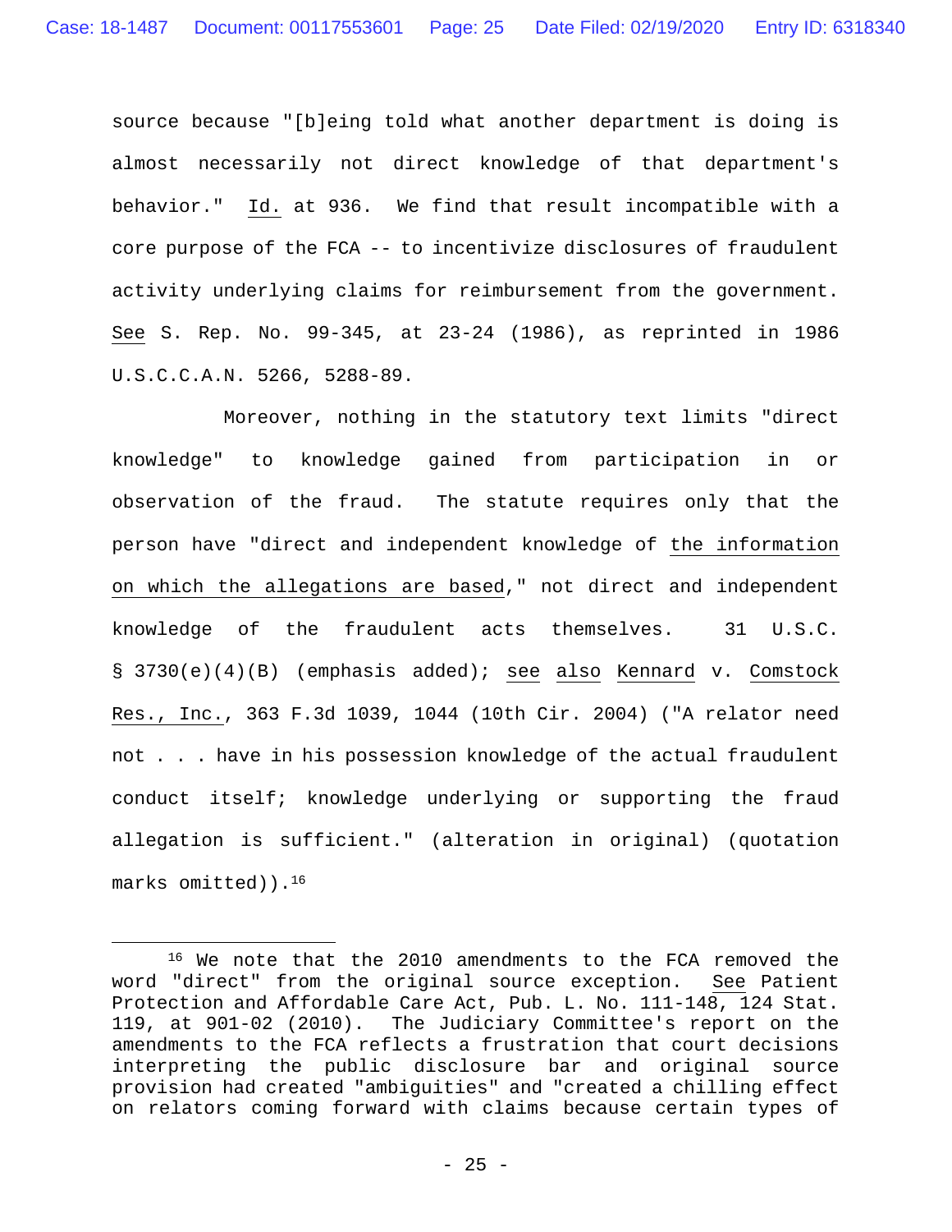source because "[b]eing told what another department is doing is almost necessarily not direct knowledge of that department's behavior." Id. at 936. We find that result incompatible with a core purpose of the FCA -- to incentivize disclosures of fraudulent activity underlying claims for reimbursement from the government. See S. Rep. No. 99-345, at 23-24 (1986), as reprinted in 1986 U.S.C.C.A.N. 5266, 5288-89.

Moreover, nothing in the statutory text limits "direct knowledge" to knowledge gained from participation in or observation of the fraud. The statute requires only that the person have "direct and independent knowledge of the information on which the allegations are based," not direct and independent knowledge of the fraudulent acts themselves. 31 U.S.C. § 3730(e)(4)(B) (emphasis added); see also Kennard v. Comstock Res., Inc., 363 F.3d 1039, 1044 (10th Cir. 2004) ("A relator need not . . . have in his possession knowledge of the actual fraudulent conduct itself; knowledge underlying or supporting the fraud allegation is sufficient." (alteration in original) (quotation marks omitted)).[16]

---

[16] We note that the 2010 amendments to the FCA removed the word "direct" from the original source exception. See Patient Protection and Affordable Care Act, Pub. L. No. 111-148, 124 Stat. 119, at 901-02 (2010). The Judiciary Committee's report on the amendments to the FCA reflects a frustration that court decisions interpreting the public disclosure bar and original source provision had created "ambiguities" and "created a chilling effect on relators coming forward with claims because certain types of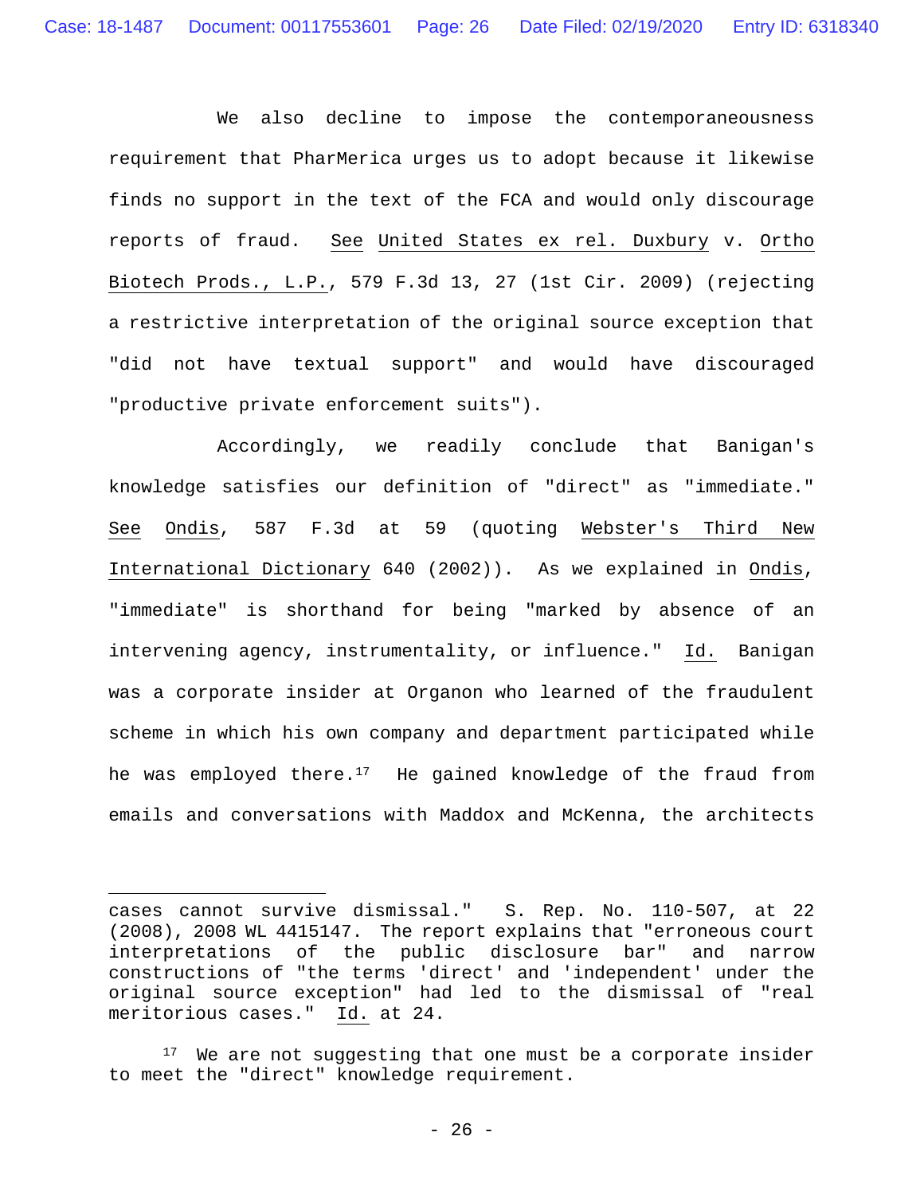We also decline to impose the contemporaneousness requirement that PharMerica urges us to adopt because it likewise finds no support in the text of the FCA and would only discourage reports of fraud. See United States ex rel. Duxbury v. Ortho Biotech Prods., L.P., 579 F.3d 13, 27 (1st Cir. 2009) (rejecting a restrictive interpretation of the original source exception that "did not have textual support" and would have discouraged "productive private enforcement suits").

Accordingly, we readily conclude that Banigan's knowledge satisfies our definition of "direct" as "immediate." See Ondis, 587 F.3d at 59 (quoting Webster's Third New International Dictionary 640 (2002)). As we explained in Ondis, "immediate" is shorthand for being "marked by absence of an intervening agency, instrumentality, or influence." Id. Banigan was a corporate insider at Organon who learned of the fraudulent scheme in which his own company and department participated while he was employed there.[17] He gained knowledge of the fraud from emails and conversations with Maddox and McKenna, the architects

---

cases cannot survive dismissal." S. Rep. No. 110-507, at 22 (2008), 2008 WL 4415147. The report explains that "erroneous court interpretations of the public disclosure bar" and narrow constructions of "the terms 'direct' and 'independent' under the original source exception" had led to the dismissal of "real meritorious cases." Id. at 24.

[17] We are not suggesting that one must be a corporate insider to meet the "direct" knowledge requirement.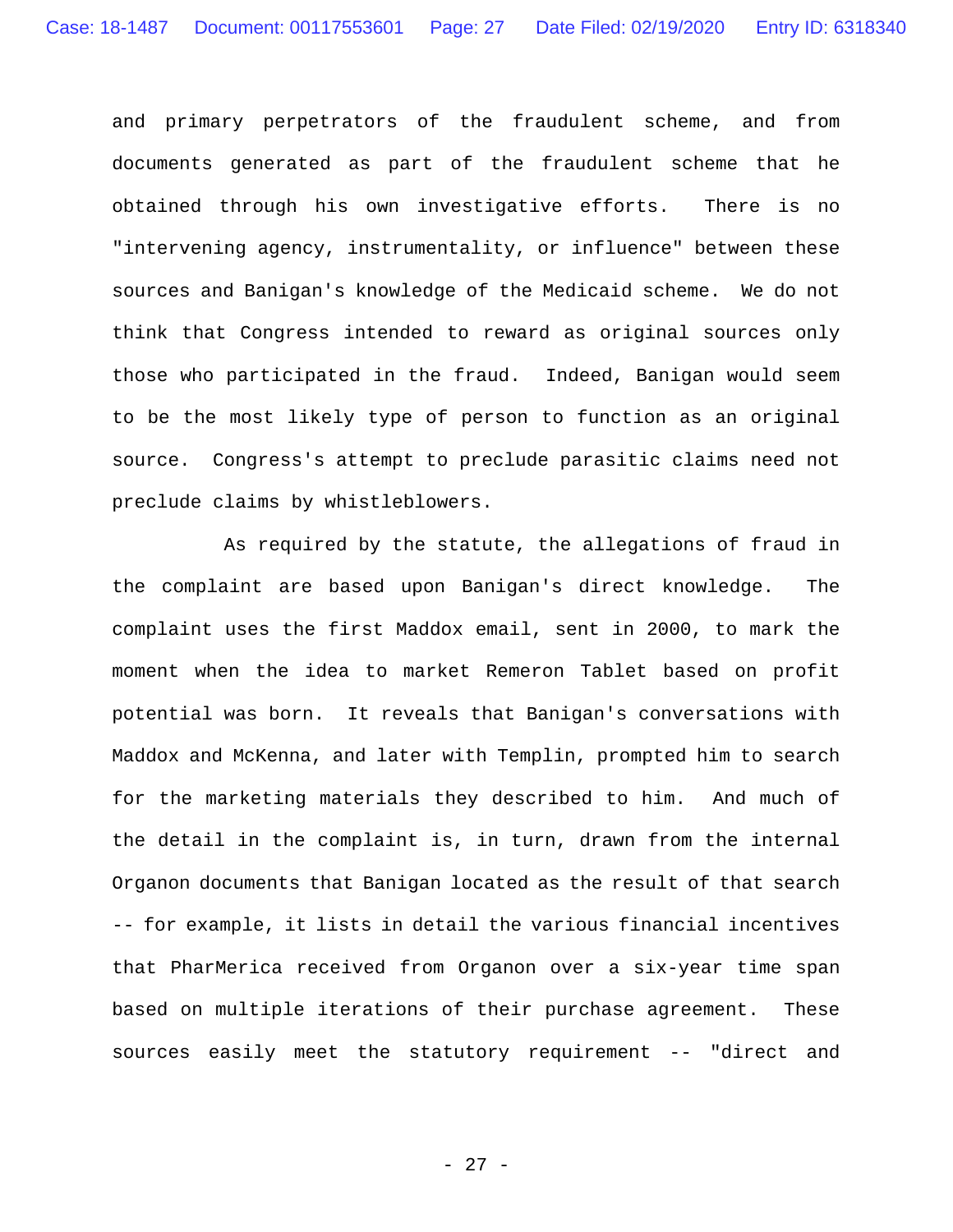and primary perpetrators of the fraudulent scheme, and from documents generated as part of the fraudulent scheme that he obtained through his own investigative efforts. There is no "intervening agency, instrumentality, or influence" between these sources and Banigan's knowledge of the Medicaid scheme. We do not think that Congress intended to reward as original sources only those who participated in the fraud. Indeed, Banigan would seem to be the most likely type of person to function as an original source. Congress's attempt to preclude parasitic claims need not preclude claims by whistleblowers.

As required by the statute, the allegations of fraud in the complaint are based upon Banigan's direct knowledge. The complaint uses the first Maddox email, sent in 2000, to mark the moment when the idea to market Remeron Tablet based on profit potential was born. It reveals that Banigan's conversations with Maddox and McKenna, and later with Templin, prompted him to search for the marketing materials they described to him. And much of the detail in the complaint is, in turn, drawn from the internal Organon documents that Banigan located as the result of that search -- for example, it lists in detail the various financial incentives that PharMerica received from Organon over a six-year time span based on multiple iterations of their purchase agreement. These sources easily meet the statutory requirement -- "direct and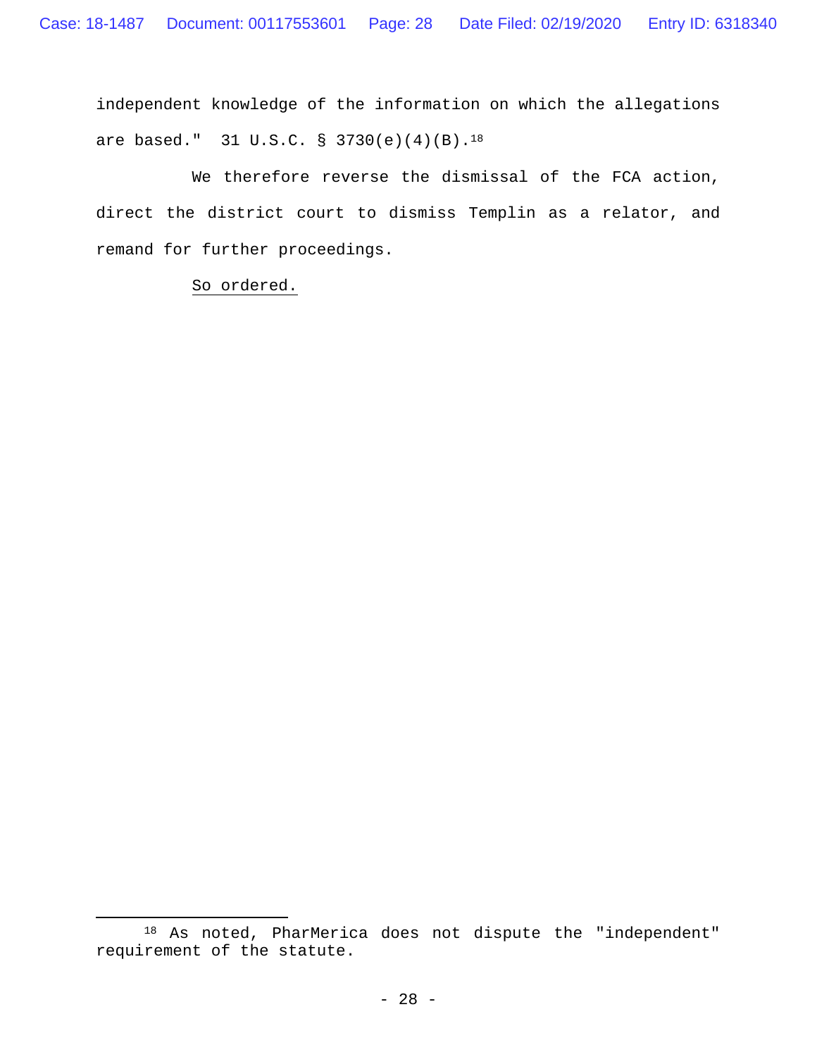independent knowledge of the information on which the allegations are based." 31 U.S.C. § 3730(e)(4)(B).[18]

We therefore reverse the dismissal of the FCA action, direct the district court to dismiss Templin as a relator, and remand for further proceedings.

So ordered.

---

[18] As noted, PharMerica does not dispute the "independent" requirement of the statute.